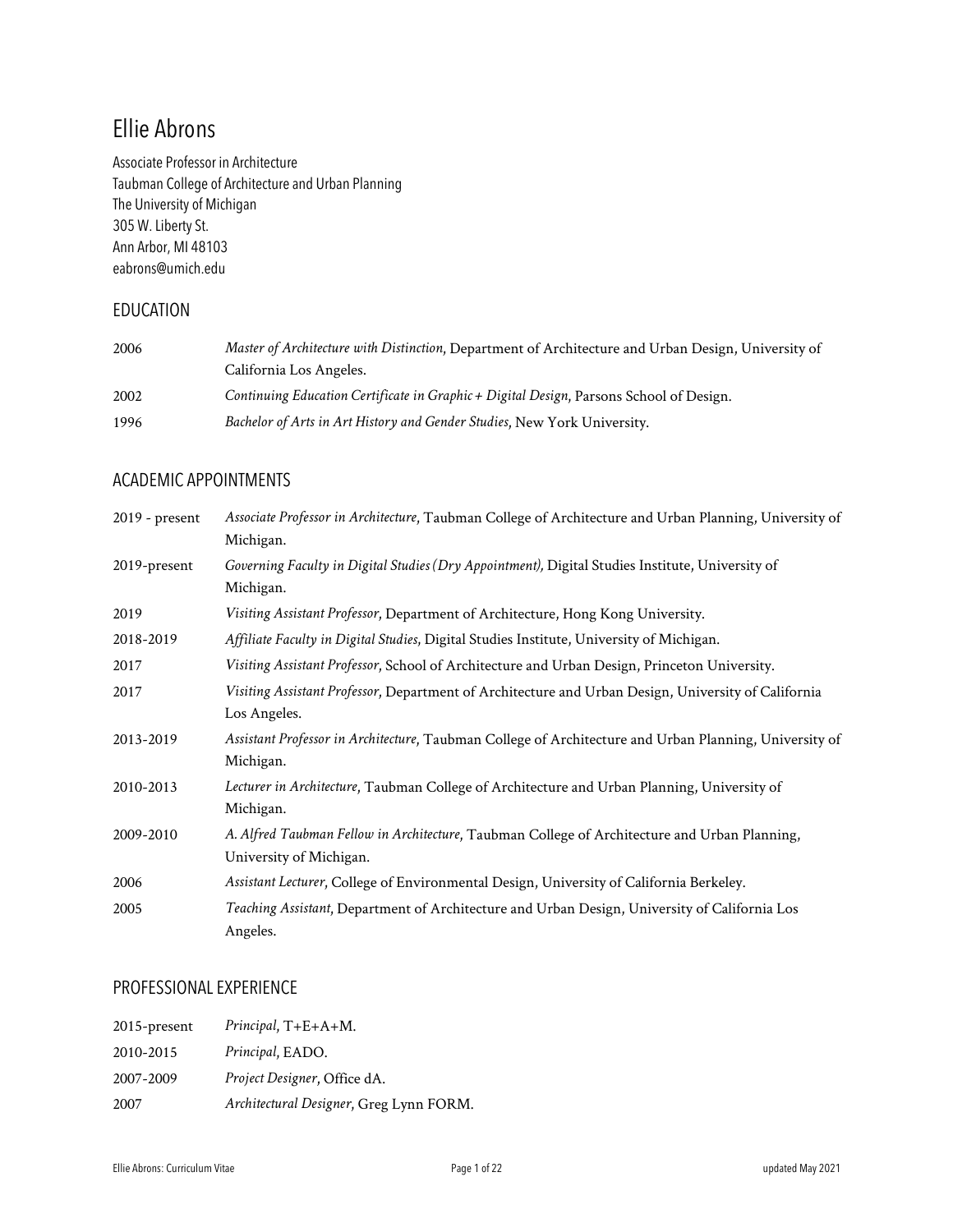# Ellie Abrons

Associate Professor in Architecture
Taubman College of Architecture and Urban Planning
The University of Michigan
305 W. Liberty St.
Ann Arbor, MI 48103
eabrons@umich.edu

## EDUCATION

| | |
|---|---|
| 2006 | *Master of Architecture with Distinction*, Department of Architecture and Urban Design, University of California Los Angeles. |
| 2002 | *Continuing Education Certificate in Graphic + Digital Design*, Parsons School of Design. |
| 1996 | *Bachelor of Arts in Art History and Gender Studies*, New York University. |

## ACADEMIC APPOINTMENTS

| | |
|---|---|
| 2019 - present | *Associate Professor in Architecture*, Taubman College of Architecture and Urban Planning, University of Michigan. |
| 2019-present | *Governing Faculty in Digital Studies (Dry Appointment),* Digital Studies Institute, University of Michigan. |
| 2019 | *Visiting Assistant Professor*, Department of Architecture, Hong Kong University. |
| 2018-2019 | *Affiliate Faculty in Digital Studies*, Digital Studies Institute, University of Michigan. |
| 2017 | *Visiting Assistant Professor*, School of Architecture and Urban Design, Princeton University. |
| 2017 | *Visiting Assistant Professor*, Department of Architecture and Urban Design, University of California Los Angeles. |
| 2013-2019 | *Assistant Professor in Architecture*, Taubman College of Architecture and Urban Planning, University of Michigan. |
| 2010-2013 | *Lecturer in Architecture*, Taubman College of Architecture and Urban Planning, University of Michigan. |
| 2009-2010 | *A. Alfred Taubman Fellow in Architecture*, Taubman College of Architecture and Urban Planning, University of Michigan. |
| 2006 | *Assistant Lecturer*, College of Environmental Design, University of California Berkeley. |
| 2005 | *Teaching Assistant*, Department of Architecture and Urban Design, University of California Los Angeles. |

## PROFESSIONAL EXPERIENCE

| | |
|---|---|
| 2015-present | *Principal*, T+E+A+M. |
| 2010-2015 | *Principal*, EADO. |
| 2007-2009 | *Project Designer*, Office dA. |
| 2007 | *Architectural Designer*, Greg Lynn FORM. |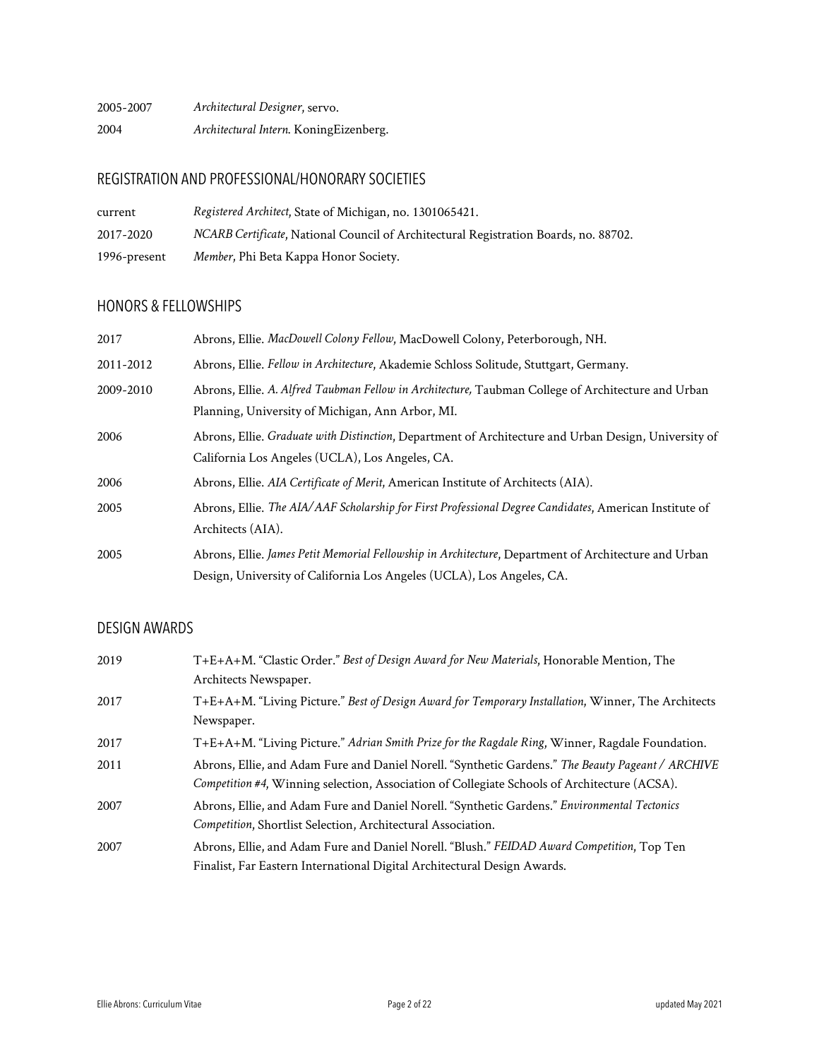2005-2007 *Architectural Designer*, servo.

2004 *Architectural Intern*. KoningEizenberg.

## REGISTRATION AND PROFESSIONAL/HONORARY SOCIETIES

current *Registered Architect*, State of Michigan, no. 1301065421.

2017-2020 *NCARB Certificate*, National Council of Architectural Registration Boards, no. 88702.

1996-present *Member*, Phi Beta Kappa Honor Society.

## HONORS & FELLOWSHIPS

2017 Abrons, Ellie. *MacDowell Colony Fellow*, MacDowell Colony, Peterborough, NH.

2011-2012 Abrons, Ellie. *Fellow in Architecture*, Akademie Schloss Solitude, Stuttgart, Germany.

2009-2010 Abrons, Ellie. *A. Alfred Taubman Fellow in Architecture,* Taubman College of Architecture and Urban Planning, University of Michigan, Ann Arbor, MI.

2006 Abrons, Ellie. *Graduate with Distinction*, Department of Architecture and Urban Design, University of California Los Angeles (UCLA), Los Angeles, CA.

2006 Abrons, Ellie. *AIA Certificate of Merit*, American Institute of Architects (AIA).

2005 Abrons, Ellie. *The AIA/AAF Scholarship for First Professional Degree Candidates*, American Institute of Architects (AIA).

2005 Abrons, Ellie. *James Petit Memorial Fellowship in Architecture*, Department of Architecture and Urban Design, University of California Los Angeles (UCLA), Los Angeles, CA.

## DESIGN AWARDS

2019 T+E+A+M. "Clastic Order." *Best of Design Award for New Materials*, Honorable Mention, The Architects Newspaper.

2017 T+E+A+M. "Living Picture." *Best of Design Award for Temporary Installation*, Winner, The Architects Newspaper.

2017 T+E+A+M. "Living Picture." *Adrian Smith Prize for the Ragdale Ring*, Winner, Ragdale Foundation.

2011 Abrons, Ellie, and Adam Fure and Daniel Norell. "Synthetic Gardens." *The Beauty Pageant / ARCHIVE Competition #4*, Winning selection, Association of Collegiate Schools of Architecture (ACSA).

2007 Abrons, Ellie, and Adam Fure and Daniel Norell. "Synthetic Gardens." *Environmental Tectonics Competition*, Shortlist Selection, Architectural Association.

2007 Abrons, Ellie, and Adam Fure and Daniel Norell. "Blush." *FEIDAD Award Competition*, Top Ten Finalist, Far Eastern International Digital Architectural Design Awards.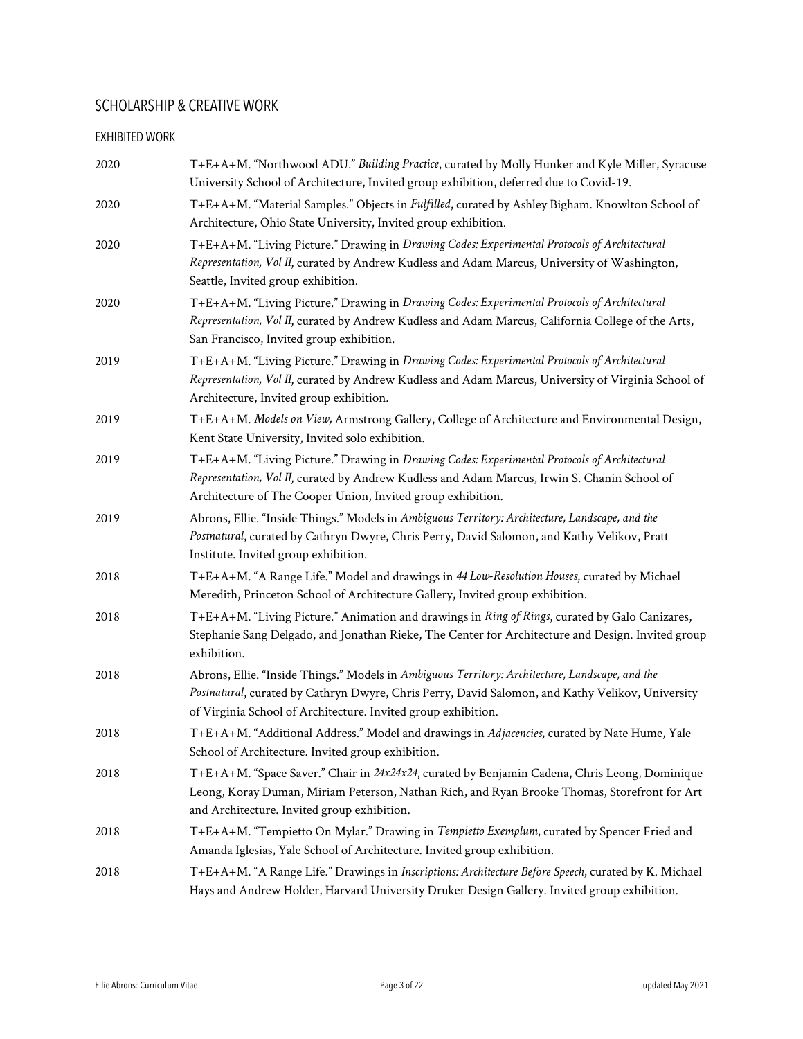## SCHOLARSHIP & CREATIVE WORK

### EXHIBITED WORK

2020 T+E+A+M. "Northwood ADU." *Building Practice*, curated by Molly Hunker and Kyle Miller, Syracuse University School of Architecture, Invited group exhibition, deferred due to Covid-19.

2020 T+E+A+M. "Material Samples." Objects in *Fulfilled*, curated by Ashley Bigham. Knowlton School of Architecture, Ohio State University, Invited group exhibition.

2020 T+E+A+M. "Living Picture." Drawing in *Drawing Codes: Experimental Protocols of Architectural Representation, Vol II*, curated by Andrew Kudless and Adam Marcus, University of Washington, Seattle, Invited group exhibition.

2020 T+E+A+M. "Living Picture." Drawing in *Drawing Codes: Experimental Protocols of Architectural Representation, Vol II*, curated by Andrew Kudless and Adam Marcus, California College of the Arts, San Francisco, Invited group exhibition.

2019 T+E+A+M. "Living Picture." Drawing in *Drawing Codes: Experimental Protocols of Architectural Representation, Vol II*, curated by Andrew Kudless and Adam Marcus, University of Virginia School of Architecture, Invited group exhibition.

2019 T+E+A+M. *Models on View,* Armstrong Gallery, College of Architecture and Environmental Design, Kent State University, Invited solo exhibition.

2019 T+E+A+M. "Living Picture." Drawing in *Drawing Codes: Experimental Protocols of Architectural Representation, Vol II*, curated by Andrew Kudless and Adam Marcus, Irwin S. Chanin School of Architecture of The Cooper Union, Invited group exhibition.

2019 Abrons, Ellie. "Inside Things." Models in *Ambiguous Territory: Architecture, Landscape, and the Postnatural*, curated by Cathryn Dwyre, Chris Perry, David Salomon, and Kathy Velikov, Pratt Institute. Invited group exhibition.

2018 T+E+A+M. "A Range Life." Model and drawings in *44 Low-Resolution Houses*, curated by Michael Meredith, Princeton School of Architecture Gallery, Invited group exhibition.

2018 T+E+A+M. "Living Picture." Animation and drawings in *Ring of Rings*, curated by Galo Canizares, Stephanie Sang Delgado, and Jonathan Rieke, The Center for Architecture and Design. Invited group exhibition.

2018 Abrons, Ellie. "Inside Things." Models in *Ambiguous Territory: Architecture, Landscape, and the Postnatural*, curated by Cathryn Dwyre, Chris Perry, David Salomon, and Kathy Velikov, University of Virginia School of Architecture. Invited group exhibition.

2018 T+E+A+M. "Additional Address." Model and drawings in *Adjacencies*, curated by Nate Hume, Yale School of Architecture. Invited group exhibition.

2018 T+E+A+M. "Space Saver." Chair in *24x24x24*, curated by Benjamin Cadena, Chris Leong, Dominique Leong, Koray Duman, Miriam Peterson, Nathan Rich, and Ryan Brooke Thomas, Storefront for Art and Architecture. Invited group exhibition.

2018 T+E+A+M. "Tempietto On Mylar." Drawing in *Tempietto Exemplum*, curated by Spencer Fried and Amanda Iglesias, Yale School of Architecture. Invited group exhibition.

2018 T+E+A+M. "A Range Life." Drawings in *Inscriptions: Architecture Before Speech*, curated by K. Michael Hays and Andrew Holder, Harvard University Druker Design Gallery. Invited group exhibition.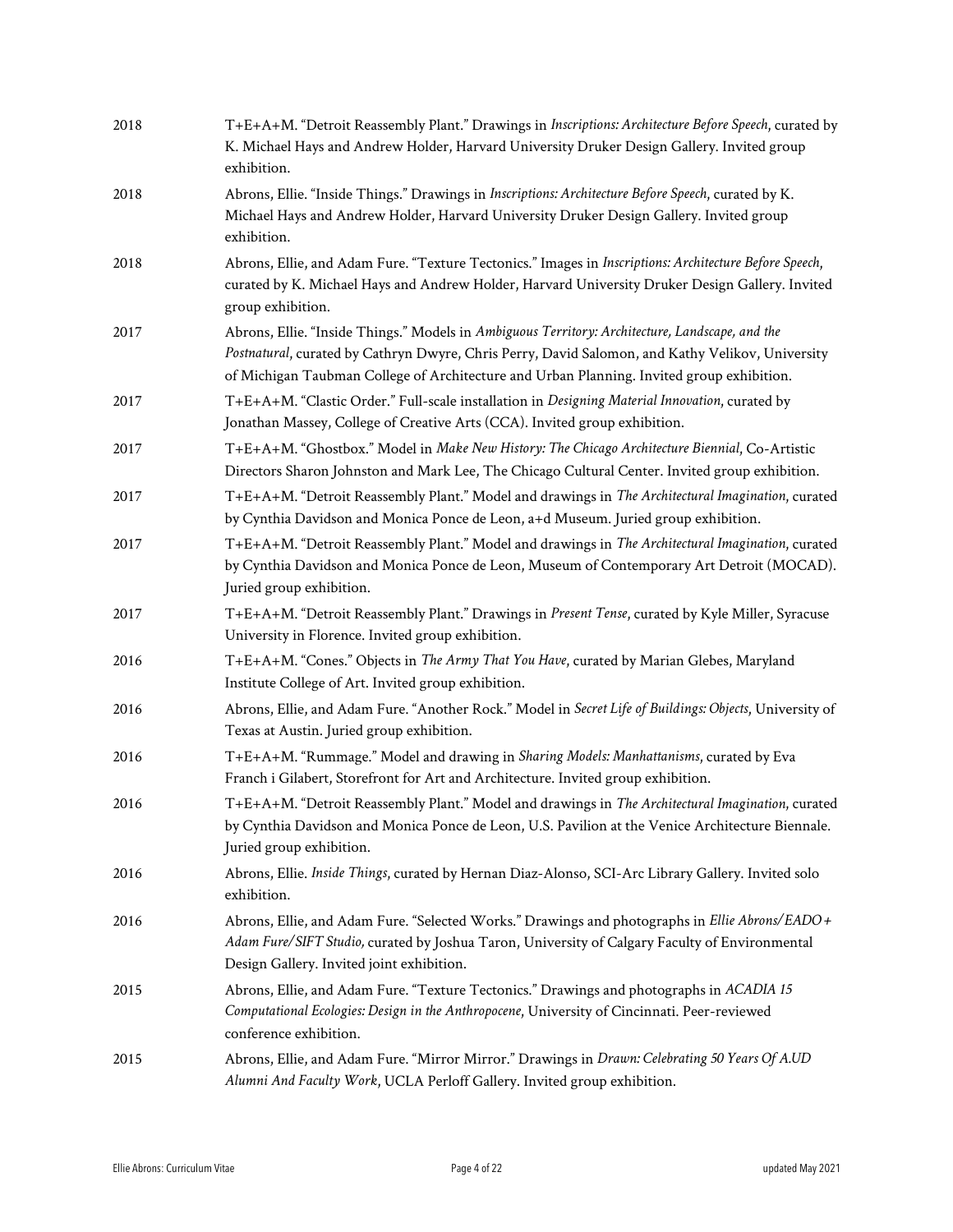2018 T+E+A+M. "Detroit Reassembly Plant." Drawings in *Inscriptions: Architecture Before Speech*, curated by K. Michael Hays and Andrew Holder, Harvard University Druker Design Gallery. Invited group exhibition.

2018 Abrons, Ellie. "Inside Things." Drawings in *Inscriptions: Architecture Before Speech*, curated by K. Michael Hays and Andrew Holder, Harvard University Druker Design Gallery. Invited group exhibition.

2018 Abrons, Ellie, and Adam Fure. "Texture Tectonics." Images in *Inscriptions: Architecture Before Speech*, curated by K. Michael Hays and Andrew Holder, Harvard University Druker Design Gallery. Invited group exhibition.

2017 Abrons, Ellie. "Inside Things." Models in *Ambiguous Territory: Architecture, Landscape, and the Postnatural*, curated by Cathryn Dwyre, Chris Perry, David Salomon, and Kathy Velikov, University of Michigan Taubman College of Architecture and Urban Planning. Invited group exhibition.

2017 T+E+A+M. "Clastic Order." Full-scale installation in *Designing Material Innovation*, curated by Jonathan Massey, College of Creative Arts (CCA). Invited group exhibition.

2017 T+E+A+M. "Ghostbox." Model in *Make New History: The Chicago Architecture Biennial*, Co-Artistic Directors Sharon Johnston and Mark Lee, The Chicago Cultural Center. Invited group exhibition.

2017 T+E+A+M. "Detroit Reassembly Plant." Model and drawings in *The Architectural Imagination*, curated by Cynthia Davidson and Monica Ponce de Leon, a+d Museum. Juried group exhibition.

2017 T+E+A+M. "Detroit Reassembly Plant." Model and drawings in *The Architectural Imagination*, curated by Cynthia Davidson and Monica Ponce de Leon, Museum of Contemporary Art Detroit (MOCAD). Juried group exhibition.

2017 T+E+A+M. "Detroit Reassembly Plant." Drawings in *Present Tense*, curated by Kyle Miller, Syracuse University in Florence. Invited group exhibition.

2016 T+E+A+M. "Cones." Objects in *The Army That You Have*, curated by Marian Glebes, Maryland Institute College of Art. Invited group exhibition.

2016 Abrons, Ellie, and Adam Fure. "Another Rock." Model in *Secret Life of Buildings: Objects*, University of Texas at Austin. Juried group exhibition.

2016 T+E+A+M. "Rummage." Model and drawing in *Sharing Models: Manhattanisms*, curated by Eva Franch i Gilabert, Storefront for Art and Architecture. Invited group exhibition.

2016 T+E+A+M. "Detroit Reassembly Plant." Model and drawings in *The Architectural Imagination*, curated by Cynthia Davidson and Monica Ponce de Leon, U.S. Pavilion at the Venice Architecture Biennale. Juried group exhibition.

2016 Abrons, Ellie. *Inside Things*, curated by Hernan Diaz-Alonso, SCI-Arc Library Gallery. Invited solo exhibition.

2016 Abrons, Ellie, and Adam Fure. "Selected Works." Drawings and photographs in *Ellie Abrons/EADO + Adam Fure/SIFT Studio,* curated by Joshua Taron, University of Calgary Faculty of Environmental Design Gallery. Invited joint exhibition.

2015 Abrons, Ellie, and Adam Fure. "Texture Tectonics." Drawings and photographs in *ACADIA 15 Computational Ecologies: Design in the Anthropocene*, University of Cincinnati. Peer-reviewed conference exhibition.

2015 Abrons, Ellie, and Adam Fure. "Mirror Mirror." Drawings in *Drawn: Celebrating 50 Years Of A.UD Alumni And Faculty Work*, UCLA Perloff Gallery. Invited group exhibition.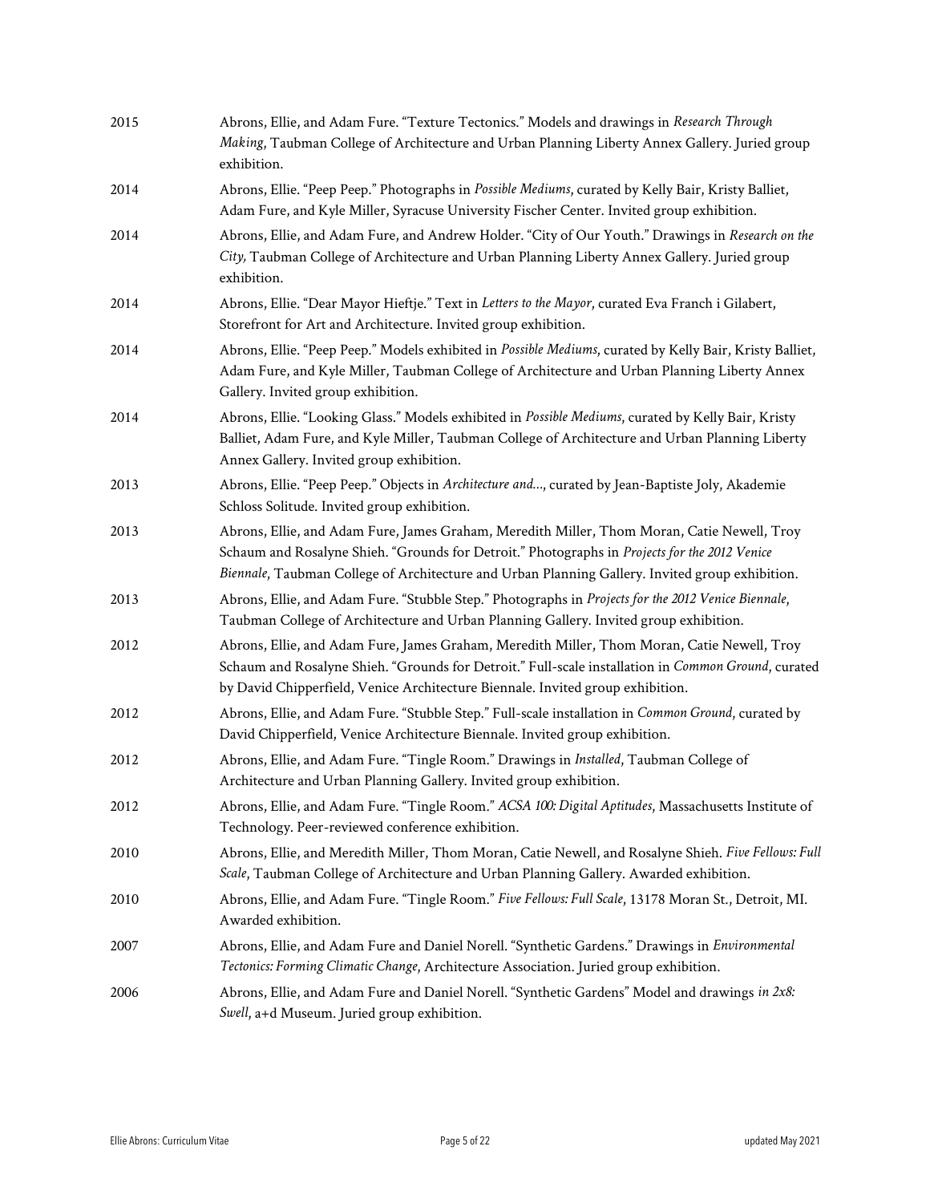2015 Abrons, Ellie, and Adam Fure. "Texture Tectonics." Models and drawings in *Research Through Making*, Taubman College of Architecture and Urban Planning Liberty Annex Gallery. Juried group exhibition.

2014 Abrons, Ellie. "Peep Peep." Photographs in *Possible Mediums*, curated by Kelly Bair, Kristy Balliet, Adam Fure, and Kyle Miller, Syracuse University Fischer Center. Invited group exhibition.

2014 Abrons, Ellie, and Adam Fure, and Andrew Holder. "City of Our Youth." Drawings in *Research on the City,* Taubman College of Architecture and Urban Planning Liberty Annex Gallery. Juried group exhibition.

2014 Abrons, Ellie. "Dear Mayor Hieftje." Text in *Letters to the Mayor*, curated Eva Franch i Gilabert, Storefront for Art and Architecture. Invited group exhibition.

2014 Abrons, Ellie. "Peep Peep." Models exhibited in *Possible Mediums*, curated by Kelly Bair, Kristy Balliet, Adam Fure, and Kyle Miller, Taubman College of Architecture and Urban Planning Liberty Annex Gallery. Invited group exhibition.

2014 Abrons, Ellie. "Looking Glass." Models exhibited in *Possible Mediums*, curated by Kelly Bair, Kristy Balliet, Adam Fure, and Kyle Miller, Taubman College of Architecture and Urban Planning Liberty Annex Gallery. Invited group exhibition.

2013 Abrons, Ellie. "Peep Peep." Objects in *Architecture and…*, curated by Jean-Baptiste Joly, Akademie Schloss Solitude. Invited group exhibition.

2013 Abrons, Ellie, and Adam Fure, James Graham, Meredith Miller, Thom Moran, Catie Newell, Troy Schaum and Rosalyne Shieh. "Grounds for Detroit." Photographs in *Projects for the 2012 Venice Biennale,* Taubman College of Architecture and Urban Planning Gallery. Invited group exhibition.

2013 Abrons, Ellie, and Adam Fure. "Stubble Step." Photographs in *Projects for the 2012 Venice Biennale*, Taubman College of Architecture and Urban Planning Gallery. Invited group exhibition.

2012 Abrons, Ellie, and Adam Fure, James Graham, Meredith Miller, Thom Moran, Catie Newell, Troy Schaum and Rosalyne Shieh. "Grounds for Detroit." Full-scale installation in *Common Ground*, curated by David Chipperfield, Venice Architecture Biennale. Invited group exhibition.

2012 Abrons, Ellie, and Adam Fure. "Stubble Step." Full-scale installation in *Common Ground*, curated by David Chipperfield, Venice Architecture Biennale. Invited group exhibition.

2012 Abrons, Ellie, and Adam Fure. "Tingle Room." Drawings in *Installed*, Taubman College of Architecture and Urban Planning Gallery. Invited group exhibition.

2012 Abrons, Ellie, and Adam Fure. "Tingle Room." *ACSA 100: Digital Aptitudes*, Massachusetts Institute of Technology. Peer-reviewed conference exhibition.

2010 Abrons, Ellie, and Meredith Miller, Thom Moran, Catie Newell, and Rosalyne Shieh. *Five Fellows: Full Scale*, Taubman College of Architecture and Urban Planning Gallery. Awarded exhibition.

2010 Abrons, Ellie, and Adam Fure. "Tingle Room." *Five Fellows: Full Scale*, 13178 Moran St., Detroit, MI. Awarded exhibition.

2007 Abrons, Ellie, and Adam Fure and Daniel Norell. "Synthetic Gardens." Drawings in *Environmental Tectonics: Forming Climatic Change*, Architecture Association. Juried group exhibition.

2006 Abrons, Ellie, and Adam Fure and Daniel Norell. "Synthetic Gardens" Model and drawings *in 2x8: Swell*, a+d Museum. Juried group exhibition.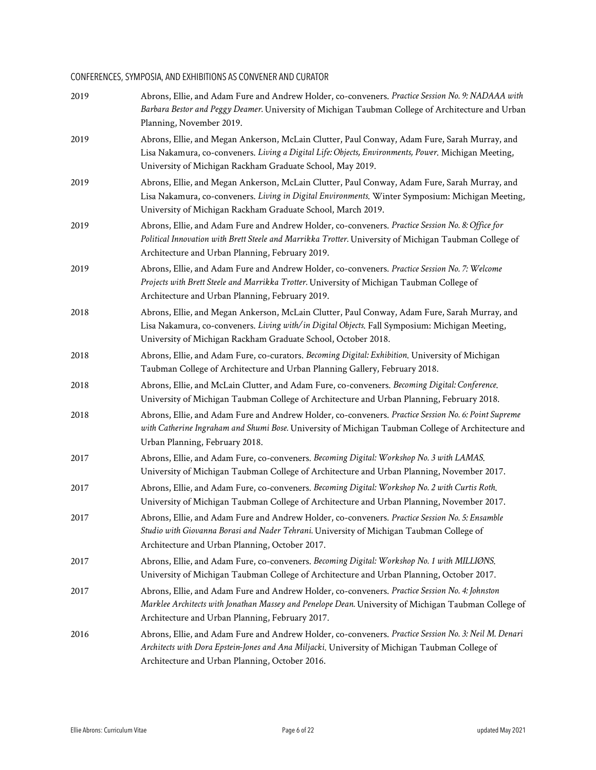## CONFERENCES, SYMPOSIA, AND EXHIBITIONS AS CONVENER AND CURATOR

2019 Abrons, Ellie, and Adam Fure and Andrew Holder, co-conveners. *Practice Session No. 9: NADAAA with Barbara Bestor and Peggy Deamer.* University of Michigan Taubman College of Architecture and Urban Planning, November 2019.

2019 Abrons, Ellie, and Megan Ankerson, McLain Clutter, Paul Conway, Adam Fure, Sarah Murray, and Lisa Nakamura, co-conveners. *Living a Digital Life: Objects, Environments, Power.* Michigan Meeting, University of Michigan Rackham Graduate School, May 2019.

2019 Abrons, Ellie, and Megan Ankerson, McLain Clutter, Paul Conway, Adam Fure, Sarah Murray, and Lisa Nakamura, co-conveners. *Living in Digital Environments.* Winter Symposium: Michigan Meeting, University of Michigan Rackham Graduate School, March 2019.

2019 Abrons, Ellie, and Adam Fure and Andrew Holder, co-conveners. *Practice Session No. 8: Office for Political Innovation with Brett Steele and Marrikka Trotter.* University of Michigan Taubman College of Architecture and Urban Planning, February 2019.

2019 Abrons, Ellie, and Adam Fure and Andrew Holder, co-conveners. *Practice Session No. 7: Welcome Projects with Brett Steele and Marrikka Trotter.* University of Michigan Taubman College of Architecture and Urban Planning, February 2019.

2018 Abrons, Ellie, and Megan Ankerson, McLain Clutter, Paul Conway, Adam Fure, Sarah Murray, and Lisa Nakamura, co-conveners. *Living with/in Digital Objects.* Fall Symposium: Michigan Meeting, University of Michigan Rackham Graduate School, October 2018.

2018 Abrons, Ellie, and Adam Fure, co-curators. *Becoming Digital: Exhibition.* University of Michigan Taubman College of Architecture and Urban Planning Gallery, February 2018.

2018 Abrons, Ellie, and McLain Clutter, and Adam Fure, co-conveners. *Becoming Digital: Conference.* University of Michigan Taubman College of Architecture and Urban Planning, February 2018.

2018 Abrons, Ellie, and Adam Fure and Andrew Holder, co-conveners. *Practice Session No. 6: Point Supreme with Catherine Ingraham and Shumi Bose.* University of Michigan Taubman College of Architecture and Urban Planning, February 2018.

2017 Abrons, Ellie, and Adam Fure, co-conveners. *Becoming Digital: Workshop No. 3 with LAMAS.* University of Michigan Taubman College of Architecture and Urban Planning, November 2017.

2017 Abrons, Ellie, and Adam Fure, co-conveners. *Becoming Digital: Workshop No. 2 with Curtis Roth.* University of Michigan Taubman College of Architecture and Urban Planning, November 2017.

2017 Abrons, Ellie, and Adam Fure and Andrew Holder, co-conveners. *Practice Session No. 5: Ensamble Studio with Giovanna Borasi and Nader Tehrani.* University of Michigan Taubman College of Architecture and Urban Planning, October 2017.

2017 Abrons, Ellie, and Adam Fure, co-conveners. *Becoming Digital: Workshop No. 1 with MILLIØNS.* University of Michigan Taubman College of Architecture and Urban Planning, October 2017.

2017 Abrons, Ellie, and Adam Fure and Andrew Holder, co-conveners. *Practice Session No. 4: Johnston Marklee Architects with Jonathan Massey and Penelope Dean.* University of Michigan Taubman College of Architecture and Urban Planning, February 2017.

2016 Abrons, Ellie, and Adam Fure and Andrew Holder, co-conveners. *Practice Session No. 3: Neil M. Denari Architects with Dora Epstein-Jones and Ana Miljacki.* University of Michigan Taubman College of Architecture and Urban Planning, October 2016.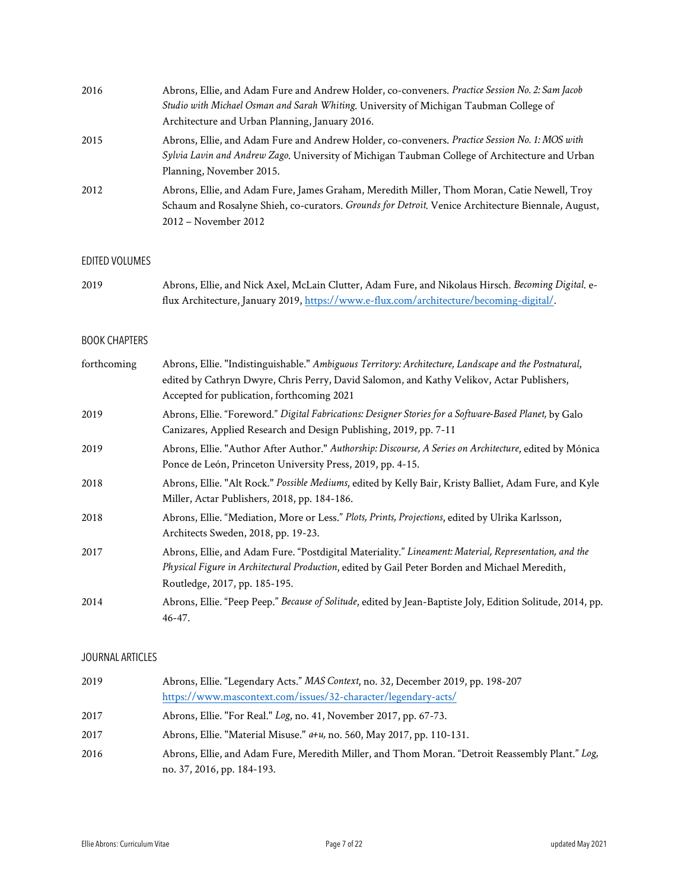2016 Abrons, Ellie, and Adam Fure and Andrew Holder, co-conveners. *Practice Session No. 2: Sam Jacob Studio with Michael Osman and Sarah Whiting.* University of Michigan Taubman College of Architecture and Urban Planning, January 2016.

2015 Abrons, Ellie, and Adam Fure and Andrew Holder, co-conveners. *Practice Session No. 1: MOS with Sylvia Lavin and Andrew Zago.* University of Michigan Taubman College of Architecture and Urban Planning, November 2015.

2012 Abrons, Ellie, and Adam Fure, James Graham, Meredith Miller, Thom Moran, Catie Newell, Troy Schaum and Rosalyne Shieh, co-curators. *Grounds for Detroit.* Venice Architecture Biennale, August, 2012 – November 2012

## EDITED VOLUMES

2019 Abrons, Ellie, and Nick Axel, McLain Clutter, Adam Fure, and Nikolaus Hirsch. *Becoming Digital*. e-flux Architecture, January 2019, https://www.e-flux.com/architecture/becoming-digital/.

## BOOK CHAPTERS

forthcoming Abrons, Ellie. "Indistinguishable." *Ambiguous Territory: Architecture, Landscape and the Postnatural*, edited by Cathryn Dwyre, Chris Perry, David Salomon, and Kathy Velikov, Actar Publishers, Accepted for publication, forthcoming 2021

2019 Abrons, Ellie. "Foreword." *Digital Fabrications: Designer Stories for a Software-Based Planet,* by Galo Canizares, Applied Research and Design Publishing, 2019, pp. 7-11

2019 Abrons, Ellie. "Author After Author." *Authorship: Discourse, A Series on Architecture*, edited by Mónica Ponce de León, Princeton University Press, 2019, pp. 4-15.

2018 Abrons, Ellie. "Alt Rock." *Possible Mediums*, edited by Kelly Bair, Kristy Balliet, Adam Fure, and Kyle Miller, Actar Publishers, 2018, pp. 184-186.

2018 Abrons, Ellie. "Mediation, More or Less." *Plots, Prints, Projections*, edited by Ulrika Karlsson, Architects Sweden, 2018, pp. 19-23.

2017 Abrons, Ellie, and Adam Fure. "Postdigital Materiality." *Lineament: Material, Representation, and the Physical Figure in Architectural Production*, edited by Gail Peter Borden and Michael Meredith, Routledge, 2017, pp. 185-195.

2014 Abrons, Ellie. "Peep Peep." *Because of Solitude*, edited by Jean-Baptiste Joly, Edition Solitude, 2014, pp. 46-47.

## JOURNAL ARTICLES

2019 Abrons, Ellie. "Legendary Acts." *MAS Context*, no. 32, December 2019, pp. 198-207 https://www.mascontext.com/issues/32-character/legendary-acts/

2017 Abrons, Ellie. "For Real." *Log*, no. 41, November 2017, pp. 67-73.

2017 Abrons, Ellie. "Material Misuse." *a+u,* no. 560, May 2017, pp. 110-131.

2016 Abrons, Ellie, and Adam Fure, Meredith Miller, and Thom Moran. "Detroit Reassembly Plant." *Log,* no. 37, 2016, pp. 184-193.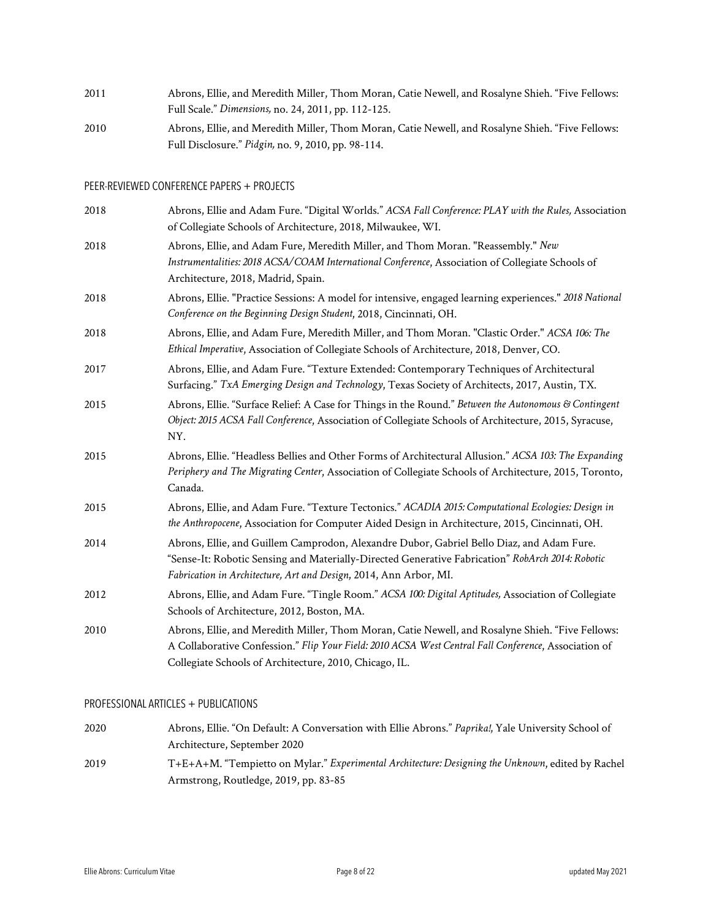2011 Abrons, Ellie, and Meredith Miller, Thom Moran, Catie Newell, and Rosalyne Shieh. "Five Fellows: Full Scale." *Dimensions,* no. 24, 2011, pp. 112-125.

2010 Abrons, Ellie, and Meredith Miller, Thom Moran, Catie Newell, and Rosalyne Shieh. "Five Fellows: Full Disclosure." *Pidgin,* no. 9, 2010, pp. 98-114.

## PEER-REVIEWED CONFERENCE PAPERS + PROJECTS

2018 Abrons, Ellie and Adam Fure. "Digital Worlds." *ACSA Fall Conference: PLAY with the Rules,* Association of Collegiate Schools of Architecture, 2018, Milwaukee, WI.

2018 Abrons, Ellie, and Adam Fure, Meredith Miller, and Thom Moran. "Reassembly." *New Instrumentalities: 2018 ACSA/COAM International Conference*, Association of Collegiate Schools of Architecture, 2018, Madrid, Spain.

2018 Abrons, Ellie. "Practice Sessions: A model for intensive, engaged learning experiences." *2018 National Conference on the Beginning Design Student*, 2018, Cincinnati, OH.

2018 Abrons, Ellie, and Adam Fure, Meredith Miller, and Thom Moran. "Clastic Order." *ACSA 106: The Ethical Imperative*, Association of Collegiate Schools of Architecture, 2018, Denver, CO.

2017 Abrons, Ellie, and Adam Fure. "Texture Extended: Contemporary Techniques of Architectural Surfacing." *TxA Emerging Design and Technology*, Texas Society of Architects, 2017, Austin, TX.

2015 Abrons, Ellie. "Surface Relief: A Case for Things in the Round." *Between the Autonomous & Contingent Object: 2015 ACSA Fall Conference*, Association of Collegiate Schools of Architecture, 2015, Syracuse, NY.

2015 Abrons, Ellie. "Headless Bellies and Other Forms of Architectural Allusion." *ACSA 103: The Expanding Periphery and The Migrating Center*, Association of Collegiate Schools of Architecture, 2015, Toronto, Canada.

2015 Abrons, Ellie, and Adam Fure. "Texture Tectonics." *ACADIA 2015: Computational Ecologies: Design in the Anthropocene*, Association for Computer Aided Design in Architecture, 2015, Cincinnati, OH.

2014 Abrons, Ellie, and Guillem Camprodon, Alexandre Dubor, Gabriel Bello Diaz, and Adam Fure. "Sense-It: Robotic Sensing and Materially-Directed Generative Fabrication" *RobArch 2014: Robotic Fabrication in Architecture, Art and Design*, 2014, Ann Arbor, MI.

2012 Abrons, Ellie, and Adam Fure. "Tingle Room." *ACSA 100: Digital Aptitudes,* Association of Collegiate Schools of Architecture, 2012, Boston, MA.

2010 Abrons, Ellie, and Meredith Miller, Thom Moran, Catie Newell, and Rosalyne Shieh. "Five Fellows: A Collaborative Confession." *Flip Your Field: 2010 ACSA West Central Fall Conference*, Association of Collegiate Schools of Architecture, 2010, Chicago, IL.

## PROFESSIONAL ARTICLES + PUBLICATIONS

2020 Abrons, Ellie. "On Default: A Conversation with Ellie Abrons." *Paprika!*, Yale University School of Architecture, September 2020

2019 T+E+A+M. "Tempietto on Mylar." *Experimental Architecture: Designing the Unknown*, edited by Rachel Armstrong, Routledge, 2019, pp. 83-85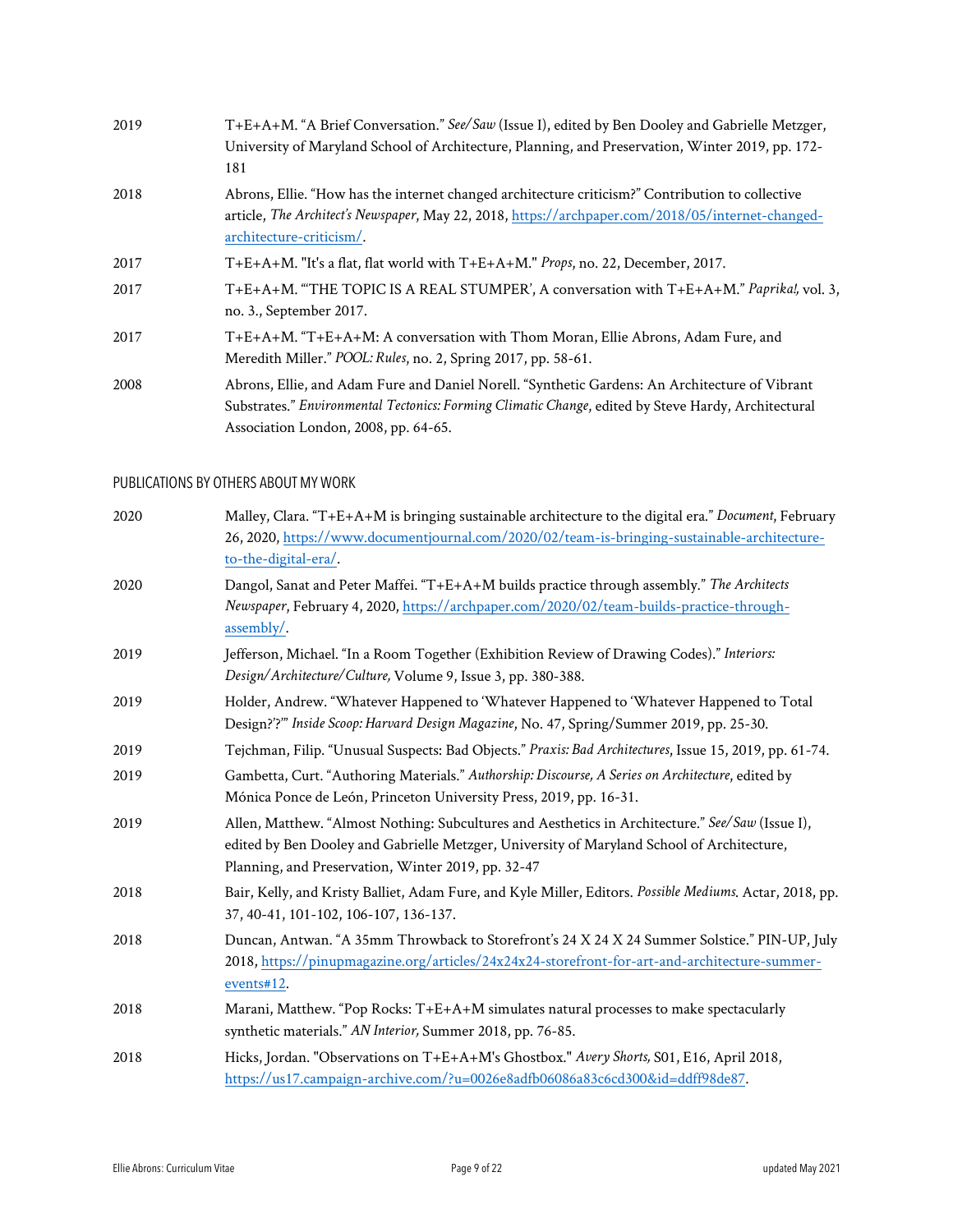| | |
|---|---|
| 2019 | T+E+A+M. "A Brief Conversation." *See/Saw* (Issue I), edited by Ben Dooley and Gabrielle Metzger, University of Maryland School of Architecture, Planning, and Preservation, Winter 2019, pp. 172-181 |
| 2018 | Abrons, Ellie. "How has the internet changed architecture criticism?" Contribution to collective article, *The Architect's Newspaper*, May 22, 2018, https://archpaper.com/2018/05/internet-changed-architecture-criticism/. |
| 2017 | T+E+A+M. "It's a flat, flat world with T+E+A+M." *Props*, no. 22, December, 2017. |
| 2017 | T+E+A+M. "'THE TOPIC IS A REAL STUMPER', A conversation with T+E+A+M." *Paprika!*, vol. 3, no. 3., September 2017. |
| 2017 | T+E+A+M. "T+E+A+M: A conversation with Thom Moran, Ellie Abrons, Adam Fure, and Meredith Miller." *POOL: Rules*, no. 2, Spring 2017, pp. 58-61. |
| 2008 | Abrons, Ellie, and Adam Fure and Daniel Norell. "Synthetic Gardens: An Architecture of Vibrant Substrates." *Environmental Tectonics: Forming Climatic Change*, edited by Steve Hardy, Architectural Association London, 2008, pp. 64-65. |

## PUBLICATIONS BY OTHERS ABOUT MY WORK

| | |
|---|---|
| 2020 | Malley, Clara. "T+E+A+M is bringing sustainable architecture to the digital era." *Document*, February 26, 2020, https://www.documentjournal.com/2020/02/team-is-bringing-sustainable-architecture-to-the-digital-era/. |
| 2020 | Dangol, Sanat and Peter Maffei. "T+E+A+M builds practice through assembly." *The Architects Newspaper*, February 4, 2020, https://archpaper.com/2020/02/team-builds-practice-through-assembly/. |
| 2019 | Jefferson, Michael. "In a Room Together (Exhibition Review of Drawing Codes)." *Interiors: Design/Architecture/Culture,* Volume 9, Issue 3, pp. 380-388. |
| 2019 | Holder, Andrew. "Whatever Happened to 'Whatever Happened to 'Whatever Happened to Total Design?'?'" *Inside Scoop: Harvard Design Magazine*, No. 47, Spring/Summer 2019, pp. 25-30. |
| 2019 | Tejchman, Filip. "Unusual Suspects: Bad Objects." *Praxis: Bad Architectures*, Issue 15, 2019, pp. 61-74. |
| 2019 | Gambetta, Curt. "Authoring Materials." *Authorship: Discourse, A Series on Architecture*, edited by Mónica Ponce de León, Princeton University Press, 2019, pp. 16-31. |
| 2019 | Allen, Matthew. "Almost Nothing: Subcultures and Aesthetics in Architecture." *See/Saw* (Issue I), edited by Ben Dooley and Gabrielle Metzger, University of Maryland School of Architecture, Planning, and Preservation, Winter 2019, pp. 32-47 |
| 2018 | Bair, Kelly, and Kristy Balliet, Adam Fure, and Kyle Miller, Editors. *Possible Mediums.* Actar, 2018, pp. 37, 40-41, 101-102, 106-107, 136-137. |
| 2018 | Duncan, Antwan. "A 35mm Throwback to Storefront's 24 X 24 X 24 Summer Solstice." PIN-UP, July 2018, https://pinupmagazine.org/articles/24x24x24-storefront-for-art-and-architecture-summer-events#12. |
| 2018 | Marani, Matthew. "Pop Rocks: T+E+A+M simulates natural processes to make spectacularly synthetic materials." *AN Interior,* Summer 2018, pp. 76-85. |
| 2018 | Hicks, Jordan. "Observations on T+E+A+M's Ghostbox." *Avery Shorts,* S01, E16, April 2018, https://us17.campaign-archive.com/?u=0026e8adfb06086a83c6cd300&id=ddff98de87. |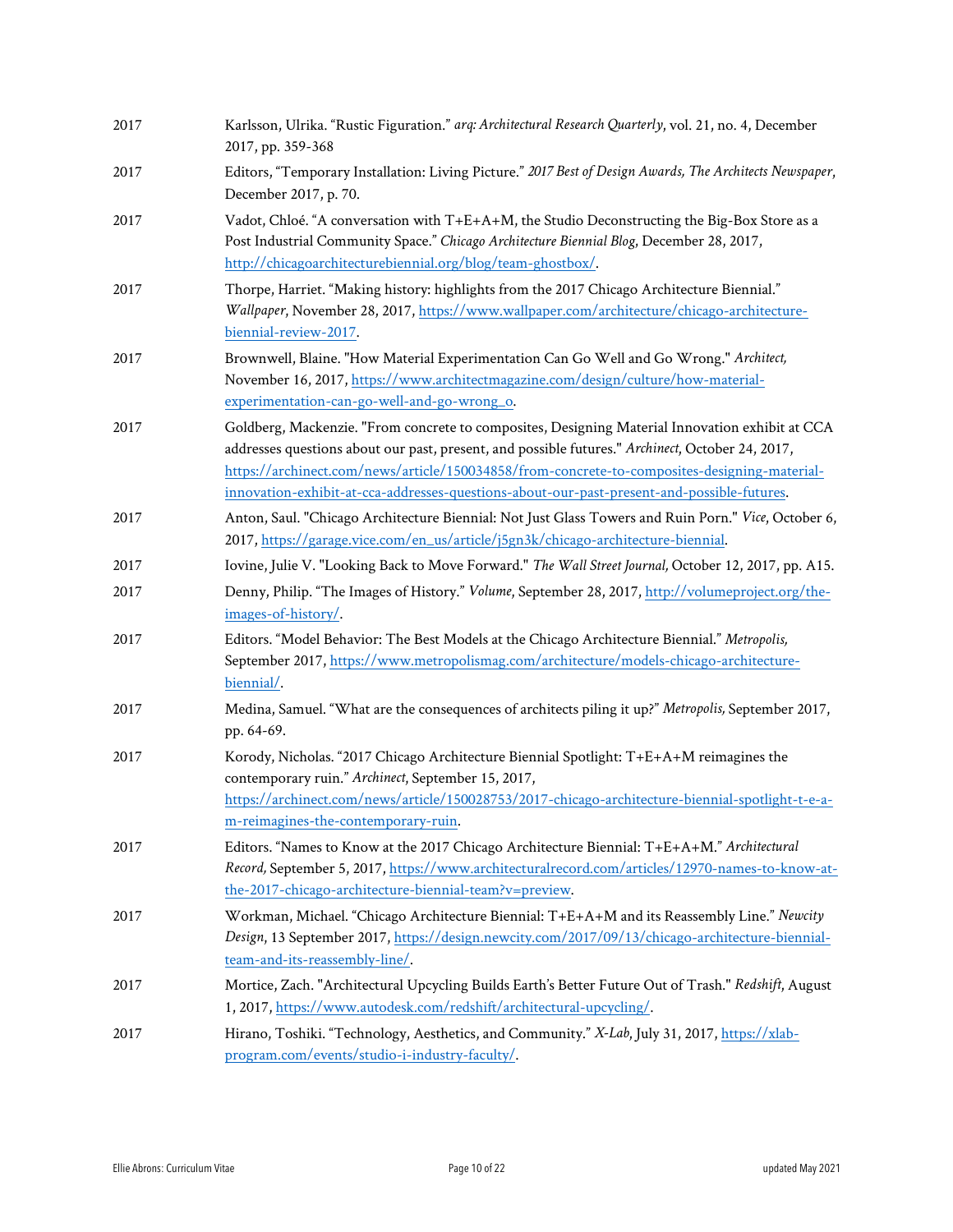| | |
|---|---|
| 2017 | Karlsson, Ulrika. "Rustic Figuration." *arq: Architectural Research Quarterly*, vol. 21, no. 4, December 2017, pp. 359-368 |
| 2017 | Editors, "Temporary Installation: Living Picture." *2017 Best of Design Awards, The Architects Newspaper*, December 2017, p. 70. |
| 2017 | Vadot, Chloé. "A conversation with T+E+A+M, the Studio Deconstructing the Big-Box Store as a Post Industrial Community Space." *Chicago Architecture Biennial Blog*, December 28, 2017, http://chicagoarchitecturebiennial.org/blog/team-ghostbox/. |
| 2017 | Thorpe, Harriet. "Making history: highlights from the 2017 Chicago Architecture Biennial." *Wallpaper*, November 28, 2017, https://www.wallpaper.com/architecture/chicago-architecture-biennial-review-2017. |
| 2017 | Brownwell, Blaine. "How Material Experimentation Can Go Well and Go Wrong." *Architect,* November 16, 2017, https://www.architectmagazine.com/design/culture/how-material-experimentation-can-go-well-and-go-wrong_o. |
| 2017 | Goldberg, Mackenzie. "From concrete to composites, Designing Material Innovation exhibit at CCA addresses questions about our past, present, and possible futures." *Archinect*, October 24, 2017, https://archinect.com/news/article/150034858/from-concrete-to-composites-designing-material-innovation-exhibit-at-cca-addresses-questions-about-our-past-present-and-possible-futures. |
| 2017 | Anton, Saul. "Chicago Architecture Biennial: Not Just Glass Towers and Ruin Porn." *Vice,* October 6, 2017, https://garage.vice.com/en_us/article/j5gn3k/chicago-architecture-biennial. |
| 2017 | Iovine, Julie V. "Looking Back to Move Forward." *The Wall Street Journal,* October 12, 2017, pp. A15. |
| 2017 | Denny, Philip. "The Images of History." *Volume*, September 28, 2017, http://volumeproject.org/the-images-of-history/. |
| 2017 | Editors. "Model Behavior: The Best Models at the Chicago Architecture Biennial." *Metropolis,* September 2017, https://www.metropolismag.com/architecture/models-chicago-architecture-biennial/. |
| 2017 | Medina, Samuel. "What are the consequences of architects piling it up?" *Metropolis,* September 2017, pp. 64-69. |
| 2017 | Korody, Nicholas. "2017 Chicago Architecture Biennial Spotlight: T+E+A+M reimagines the contemporary ruin." *Archinect*, September 15, 2017, https://archinect.com/news/article/150028753/2017-chicago-architecture-biennial-spotlight-t-e-a-m-reimagines-the-contemporary-ruin. |
| 2017 | Editors. "Names to Know at the 2017 Chicago Architecture Biennial: T+E+A+M." *Architectural Record,* September 5, 2017, https://www.architecturalrecord.com/articles/12970-names-to-know-at-the-2017-chicago-architecture-biennial-team?v=preview. |
| 2017 | Workman, Michael. "Chicago Architecture Biennial: T+E+A+M and its Reassembly Line." *Newcity Design*, 13 September 2017, https://design.newcity.com/2017/09/13/chicago-architecture-biennial-team-and-its-reassembly-line/. |
| 2017 | Mortice, Zach. "Architectural Upcycling Builds Earth's Better Future Out of Trash." *Redshift,* August 1, 2017, https://www.autodesk.com/redshift/architectural-upcycling/. |
| 2017 | Hirano, Toshiki. "Technology, Aesthetics, and Community." *X-Lab*, July 31, 2017, https://xlab-program.com/events/studio-i-industry-faculty/. |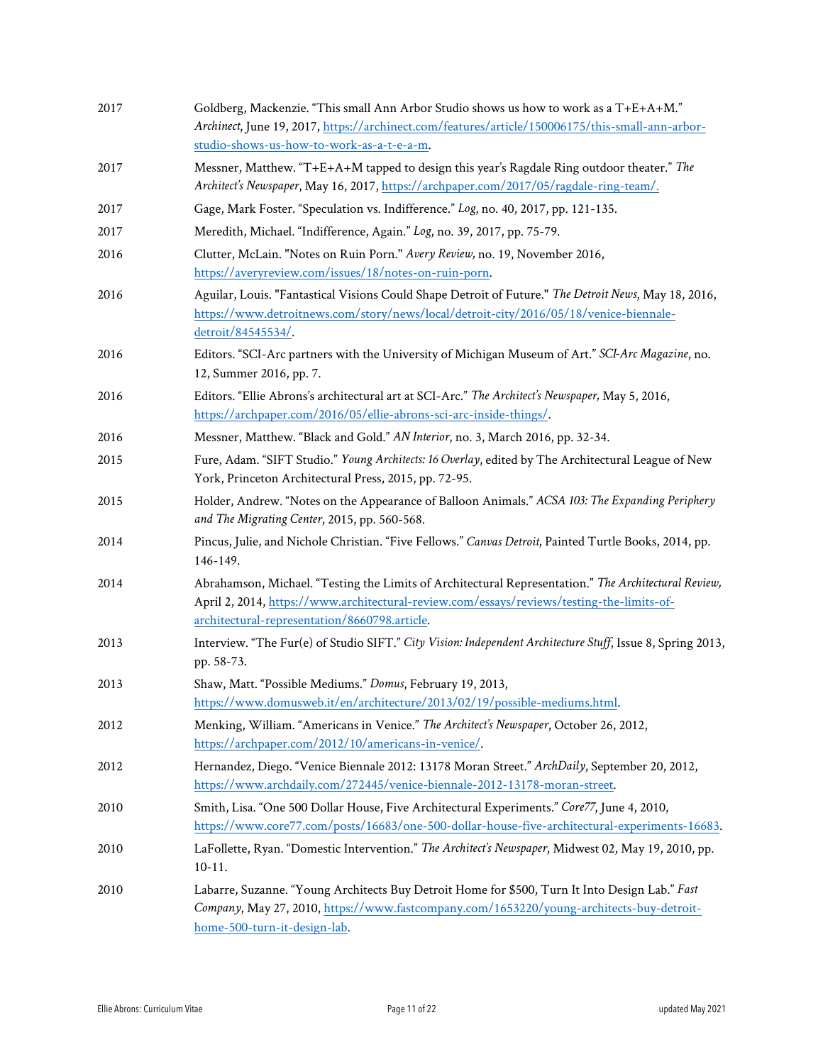| | |
|---|---|
| 2017 | Goldberg, Mackenzie. "This small Ann Arbor Studio shows us how to work as a T+E+A+M." *Archinect*, June 19, 2017, [https://archinect.com/features/article/150006175/this-small-ann-arbor-studio-shows-us-how-to-work-as-a-t-e-a-m](https://archinect.com/features/article/150006175/this-small-ann-arbor-studio-shows-us-how-to-work-as-a-t-e-a-m). |
| 2017 | Messner, Matthew. "T+E+A+M tapped to design this year's Ragdale Ring outdoor theater." *The Architect's Newspaper*, May 16, 2017, [https://archpaper.com/2017/05/ragdale-ring-team/.](https://archpaper.com/2017/05/ragdale-ring-team/) |
| 2017 | Gage, Mark Foster. "Speculation vs. Indifference." *Log*, no. 40, 2017, pp. 121-135. |
| 2017 | Meredith, Michael. "Indifference, Again." *Log*, no. 39, 2017, pp. 75-79. |
| 2016 | Clutter, McLain. "Notes on Ruin Porn." *Avery Review*, no. 19, November 2016, [https://averyreview.com/issues/18/notes-on-ruin-porn](https://averyreview.com/issues/18/notes-on-ruin-porn). |
| 2016 | Aguilar, Louis. "Fantastical Visions Could Shape Detroit of Future." *The Detroit News*, May 18, 2016, [https://www.detroitnews.com/story/news/local/detroit-city/2016/05/18/venice-biennale-detroit/84545534/](https://www.detroitnews.com/story/news/local/detroit-city/2016/05/18/venice-biennale-detroit/84545534/). |
| 2016 | Editors. "SCI-Arc partners with the University of Michigan Museum of Art." *SCI-Arc Magazine*, no. 12, Summer 2016, pp. 7. |
| 2016 | Editors. "Ellie Abrons's architectural art at SCI-Arc." *The Architect's Newspaper*, May 5, 2016, [https://archpaper.com/2016/05/ellie-abrons-sci-arc-inside-things/](https://archpaper.com/2016/05/ellie-abrons-sci-arc-inside-things/). |
| 2016 | Messner, Matthew. "Black and Gold." *AN Interior*, no. 3, March 2016, pp. 32-34. |
| 2015 | Fure, Adam. "SIFT Studio." *Young Architects: 16 Overlay*, edited by The Architectural League of New York, Princeton Architectural Press, 2015, pp. 72-95. |
| 2015 | Holder, Andrew. "Notes on the Appearance of Balloon Animals." *ACSA 103: The Expanding Periphery and The Migrating Center*, 2015, pp. 560-568. |
| 2014 | Pincus, Julie, and Nichole Christian. "Five Fellows." *Canvas Detroit*, Painted Turtle Books, 2014, pp. 146-149. |
| 2014 | Abrahamson, Michael. "Testing the Limits of Architectural Representation." *The Architectural Review*, April 2, 2014, [https://www.architectural-review.com/essays/reviews/testing-the-limits-of-architectural-representation/8660798.article](https://www.architectural-review.com/essays/reviews/testing-the-limits-of-architectural-representation/8660798.article). |
| 2013 | Interview. "The Fur(e) of Studio SIFT." *City Vision: Independent Architecture Stuff*, Issue 8, Spring 2013, pp. 58-73. |
| 2013 | Shaw, Matt. "Possible Mediums." *Domus*, February 19, 2013, [https://www.domusweb.it/en/architecture/2013/02/19/possible-mediums.html](https://www.domusweb.it/en/architecture/2013/02/19/possible-mediums.html). |
| 2012 | Menking, William. "Americans in Venice." *The Architect's Newspaper*, October 26, 2012, [https://archpaper.com/2012/10/americans-in-venice/](https://archpaper.com/2012/10/americans-in-venice/). |
| 2012 | Hernandez, Diego. "Venice Biennale 2012: 13178 Moran Street." *ArchDaily*, September 20, 2012, [https://www.archdaily.com/272445/venice-biennale-2012-13178-moran-street](https://www.archdaily.com/272445/venice-biennale-2012-13178-moran-street). |
| 2010 | Smith, Lisa. "One 500 Dollar House, Five Architectural Experiments." *Core77*, June 4, 2010, [https://www.core77.com/posts/16683/one-500-dollar-house-five-architectural-experiments-16683](https://www.core77.com/posts/16683/one-500-dollar-house-five-architectural-experiments-16683). |
| 2010 | LaFollette, Ryan. "Domestic Intervention." *The Architect's Newspaper*, Midwest 02, May 19, 2010, pp. 10-11. |
| 2010 | Labarre, Suzanne. "Young Architects Buy Detroit Home for $500, Turn It Into Design Lab." *Fast Company*, May 27, 2010, [https://www.fastcompany.com/1653220/young-architects-buy-detroit-home-500-turn-it-design-lab](https://www.fastcompany.com/1653220/young-architects-buy-detroit-home-500-turn-it-design-lab). |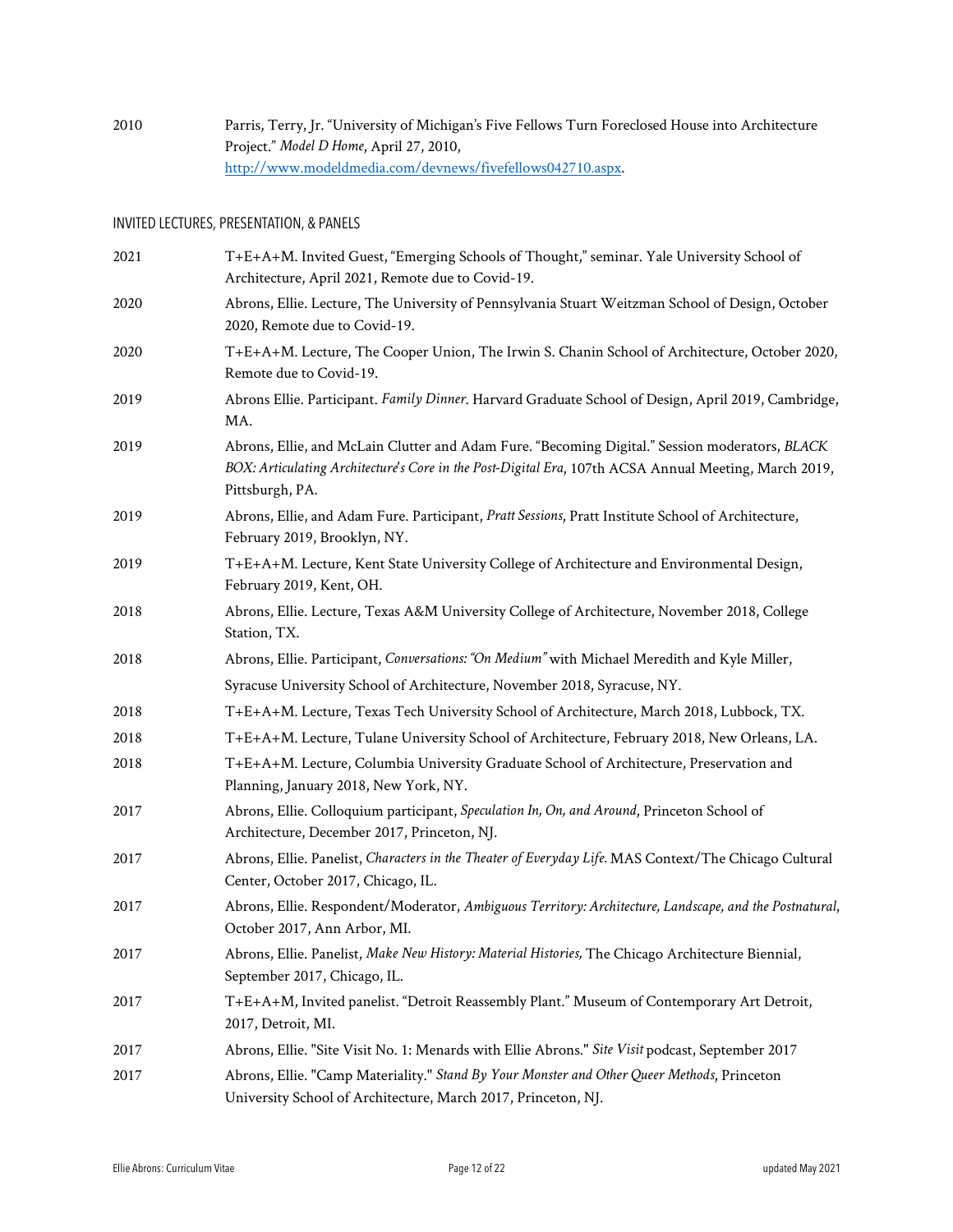2010 Parris, Terry, Jr. "University of Michigan's Five Fellows Turn Foreclosed House into Architecture Project." *Model D Home*, April 27, 2010, [http://www.modeldmedia.com/devnews/fivefellows042710.aspx](http://www.modeldmedia.com/devnews/fivefellows042710.aspx).

## INVITED LECTURES, PRESENTATION, & PANELS

2021 T+E+A+M. Invited Guest, "Emerging Schools of Thought," seminar. Yale University School of Architecture, April 2021, Remote due to Covid-19.

2020 Abrons, Ellie. Lecture, The University of Pennsylvania Stuart Weitzman School of Design, October 2020, Remote due to Covid-19.

2020 T+E+A+M. Lecture, The Cooper Union, The Irwin S. Chanin School of Architecture, October 2020, Remote due to Covid-19.

2019 Abrons Ellie. Participant. *Family Dinner*. Harvard Graduate School of Design, April 2019, Cambridge, MA.

2019 Abrons, Ellie, and McLain Clutter and Adam Fure. "Becoming Digital." Session moderators, *BLACK BOX: Articulating Architecture's Core in the Post-Digital Era*, 107th ACSA Annual Meeting, March 2019, Pittsburgh, PA.

2019 Abrons, Ellie, and Adam Fure. Participant, *Pratt Sessions*, Pratt Institute School of Architecture, February 2019, Brooklyn, NY.

2019 T+E+A+M. Lecture, Kent State University College of Architecture and Environmental Design, February 2019, Kent, OH.

2018 Abrons, Ellie. Lecture, Texas A&M University College of Architecture, November 2018, College Station, TX.

2018 Abrons, Ellie. Participant, *Conversations: "On Medium"* with Michael Meredith and Kyle Miller, Syracuse University School of Architecture, November 2018, Syracuse, NY.

2018 T+E+A+M. Lecture, Texas Tech University School of Architecture, March 2018, Lubbock, TX.

2018 T+E+A+M. Lecture, Tulane University School of Architecture, February 2018, New Orleans, LA.

2018 T+E+A+M. Lecture, Columbia University Graduate School of Architecture, Preservation and Planning, January 2018, New York, NY.

2017 Abrons, Ellie. Colloquium participant, *Speculation In, On, and Around*, Princeton School of Architecture, December 2017, Princeton, NJ.

2017 Abrons, Ellie. Panelist, *Characters in the Theater of Everyday Life.* MAS Context/The Chicago Cultural Center, October 2017, Chicago, IL.

2017 Abrons, Ellie. Respondent/Moderator, *Ambiguous Territory: Architecture, Landscape, and the Postnatural*, October 2017, Ann Arbor, MI.

2017 Abrons, Ellie. Panelist, *Make New History: Material Histories,* The Chicago Architecture Biennial, September 2017, Chicago, IL.

2017 T+E+A+M, Invited panelist. "Detroit Reassembly Plant." Museum of Contemporary Art Detroit, 2017, Detroit, MI.

2017 Abrons, Ellie. "Site Visit No. 1: Menards with Ellie Abrons." *Site Visit* podcast, September 2017

2017 Abrons, Ellie. "Camp Materiality." *Stand By Your Monster and Other Queer Methods*, Princeton University School of Architecture, March 2017, Princeton, NJ.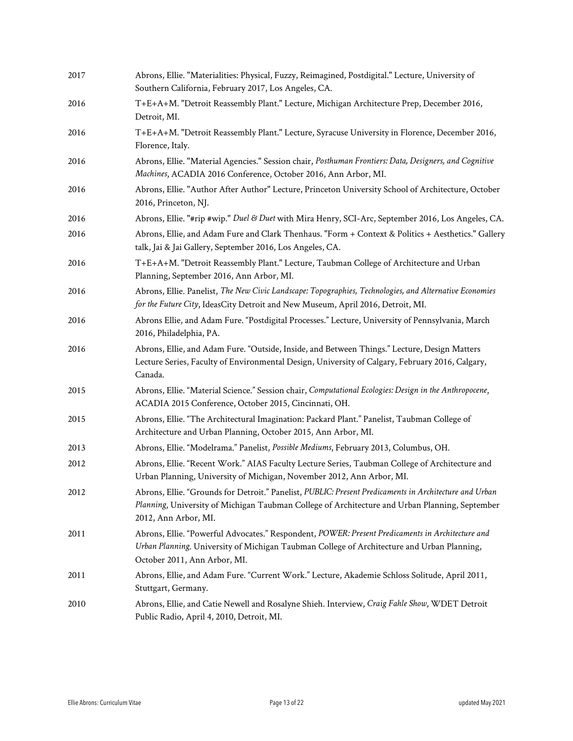| | |
|---|---|
| 2017 | Abrons, Ellie. "Materialities: Physical, Fuzzy, Reimagined, Postdigital." Lecture, University of Southern California, February 2017, Los Angeles, CA. |
| 2016 | T+E+A+M. "Detroit Reassembly Plant." Lecture, Michigan Architecture Prep, December 2016, Detroit, MI. |
| 2016 | T+E+A+M. "Detroit Reassembly Plant." Lecture, Syracuse University in Florence, December 2016, Florence, Italy. |
| 2016 | Abrons, Ellie. "Material Agencies." Session chair, *Posthuman Frontiers: Data, Designers, and Cognitive Machines*, ACADIA 2016 Conference, October 2016, Ann Arbor, MI. |
| 2016 | Abrons, Ellie. "Author After Author" Lecture, Princeton University School of Architecture, October 2016, Princeton, NJ. |
| 2016 | Abrons, Ellie. "#rip #wip." *Duel & Duet* with Mira Henry, SCI-Arc, September 2016, Los Angeles, CA. |
| 2016 | Abrons, Ellie, and Adam Fure and Clark Thenhaus. "Form + Context & Politics + Aesthetics." Gallery talk, Jai & Jai Gallery, September 2016, Los Angeles, CA. |
| 2016 | T+E+A+M. "Detroit Reassembly Plant." Lecture, Taubman College of Architecture and Urban Planning, September 2016, Ann Arbor, MI. |
| 2016 | Abrons, Ellie. Panelist, *The New Civic Landscape: Topographies, Technologies, and Alternative Economies for the Future City*, IdeasCity Detroit and New Museum, April 2016, Detroit, MI. |
| 2016 | Abrons Ellie, and Adam Fure. "Postdigital Processes." Lecture, University of Pennsylvania, March 2016, Philadelphia, PA. |
| 2016 | Abrons, Ellie, and Adam Fure. "Outside, Inside, and Between Things." Lecture, Design Matters Lecture Series, Faculty of Environmental Design, University of Calgary, February 2016, Calgary, Canada. |
| 2015 | Abrons, Ellie. "Material Science." Session chair, *Computational Ecologies: Design in the Anthropocene*, ACADIA 2015 Conference, October 2015, Cincinnati, OH. |
| 2015 | Abrons, Ellie. "The Architectural Imagination: Packard Plant." Panelist, Taubman College of Architecture and Urban Planning, October 2015, Ann Arbor, MI. |
| 2013 | Abrons, Ellie. "Modelrama." Panelist, *Possible Mediums*, February 2013, Columbus, OH. |
| 2012 | Abrons, Ellie. "Recent Work." AIAS Faculty Lecture Series, Taubman College of Architecture and Urban Planning, University of Michigan, November 2012, Ann Arbor, MI. |
| 2012 | Abrons, Ellie. "Grounds for Detroit." Panelist, *PUBLIC: Present Predicaments in Architecture and Urban Planning*, University of Michigan Taubman College of Architecture and Urban Planning, September 2012, Ann Arbor, MI. |
| 2011 | Abrons, Ellie. "Powerful Advocates." Respondent, *POWER: Present Predicaments in Architecture and Urban Planning.* University of Michigan Taubman College of Architecture and Urban Planning, October 2011, Ann Arbor, MI. |
| 2011 | Abrons, Ellie, and Adam Fure. "Current Work." Lecture, Akademie Schloss Solitude, April 2011, Stuttgart, Germany. |
| 2010 | Abrons, Ellie, and Catie Newell and Rosalyne Shieh. Interview, *Craig Fahle Show*, WDET Detroit Public Radio, April 4, 2010, Detroit, MI. |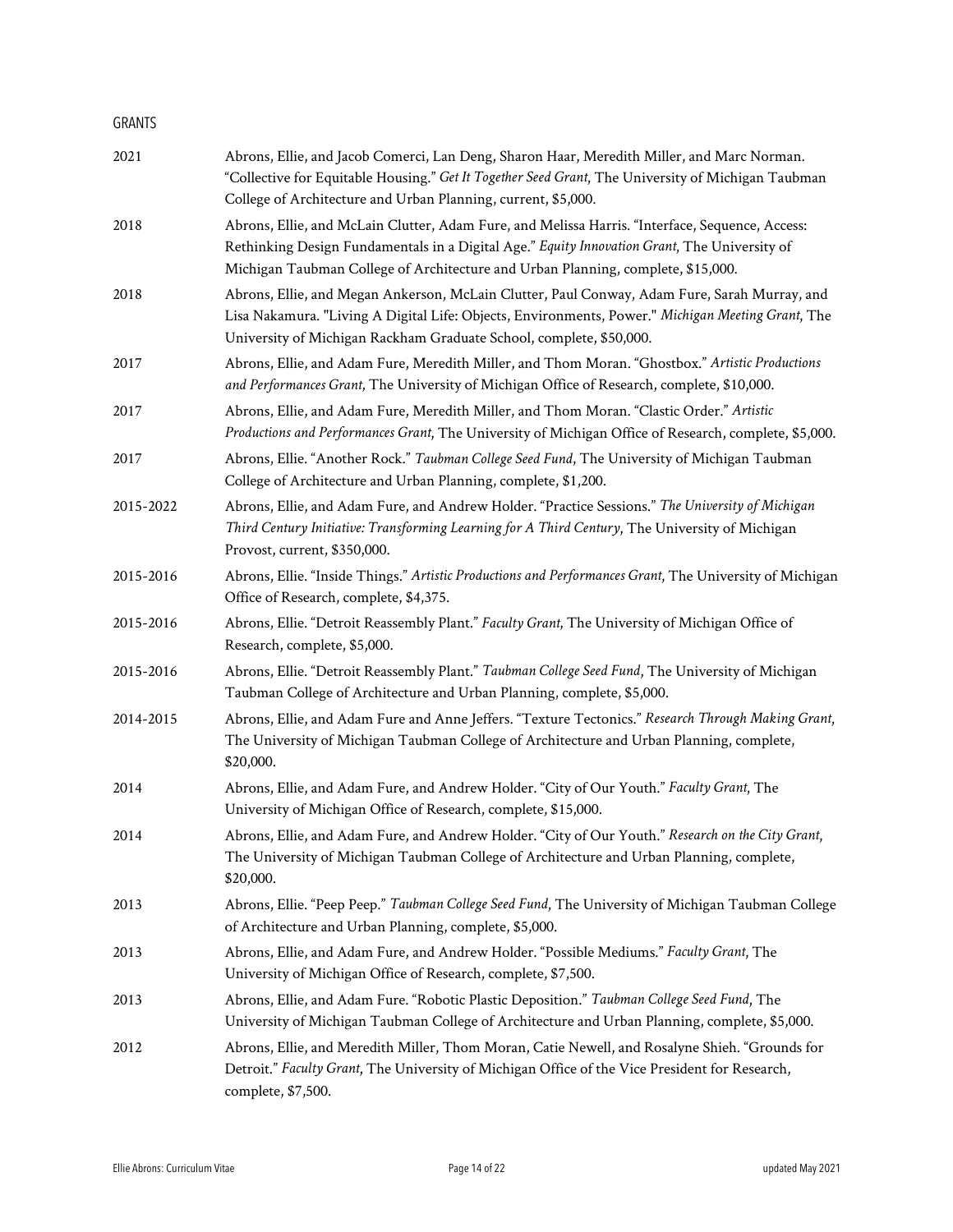## GRANTS

| | |
|---|---|
| 2021 | Abrons, Ellie, and Jacob Comerci, Lan Deng, Sharon Haar, Meredith Miller, and Marc Norman. "Collective for Equitable Housing." *Get It Together Seed Grant*, The University of Michigan Taubman College of Architecture and Urban Planning, current, $5,000. |
| 2018 | Abrons, Ellie, and McLain Clutter, Adam Fure, and Melissa Harris. "Interface, Sequence, Access: Rethinking Design Fundamentals in a Digital Age." *Equity Innovation Grant*, The University of Michigan Taubman College of Architecture and Urban Planning, complete, $15,000. |
| 2018 | Abrons, Ellie, and Megan Ankerson, McLain Clutter, Paul Conway, Adam Fure, Sarah Murray, and Lisa Nakamura. "Living A Digital Life: Objects, Environments, Power." *Michigan Meeting Grant*, The University of Michigan Rackham Graduate School, complete, $50,000. |
| 2017 | Abrons, Ellie, and Adam Fure, Meredith Miller, and Thom Moran. "Ghostbox." *Artistic Productions and Performances Grant*, The University of Michigan Office of Research, complete, $10,000. |
| 2017 | Abrons, Ellie, and Adam Fure, Meredith Miller, and Thom Moran. "Clastic Order." *Artistic Productions and Performances Grant*, The University of Michigan Office of Research, complete, $5,000. |
| 2017 | Abrons, Ellie. "Another Rock." *Taubman College Seed Fund*, The University of Michigan Taubman College of Architecture and Urban Planning, complete, $1,200. |
| 2015-2022 | Abrons, Ellie, and Adam Fure, and Andrew Holder. "Practice Sessions." *The University of Michigan Third Century Initiative: Transforming Learning for A Third Century*, The University of Michigan Provost, current, $350,000. |
| 2015-2016 | Abrons, Ellie. "Inside Things." *Artistic Productions and Performances Grant*, The University of Michigan Office of Research, complete, $4,375. |
| 2015-2016 | Abrons, Ellie. "Detroit Reassembly Plant." *Faculty Grant*, The University of Michigan Office of Research, complete, $5,000. |
| 2015-2016 | Abrons, Ellie. "Detroit Reassembly Plant." *Taubman College Seed Fund*, The University of Michigan Taubman College of Architecture and Urban Planning, complete, $5,000. |
| 2014-2015 | Abrons, Ellie, and Adam Fure and Anne Jeffers. "Texture Tectonics." *Research Through Making Grant*, The University of Michigan Taubman College of Architecture and Urban Planning, complete, $20,000. |
| 2014 | Abrons, Ellie, and Adam Fure, and Andrew Holder. "City of Our Youth." *Faculty Grant*, The University of Michigan Office of Research, complete, $15,000. |
| 2014 | Abrons, Ellie, and Adam Fure, and Andrew Holder. "City of Our Youth." *Research on the City Grant*, The University of Michigan Taubman College of Architecture and Urban Planning, complete, $20,000. |
| 2013 | Abrons, Ellie. "Peep Peep." *Taubman College Seed Fund*, The University of Michigan Taubman College of Architecture and Urban Planning, complete, $5,000. |
| 2013 | Abrons, Ellie, and Adam Fure, and Andrew Holder. "Possible Mediums." *Faculty Grant*, The University of Michigan Office of Research, complete, $7,500. |
| 2013 | Abrons, Ellie, and Adam Fure. "Robotic Plastic Deposition." *Taubman College Seed Fund*, The University of Michigan Taubman College of Architecture and Urban Planning, complete, $5,000. |
| 2012 | Abrons, Ellie, and Meredith Miller, Thom Moran, Catie Newell, and Rosalyne Shieh. "Grounds for Detroit." *Faculty Grant*, The University of Michigan Office of the Vice President for Research, complete, $7,500. |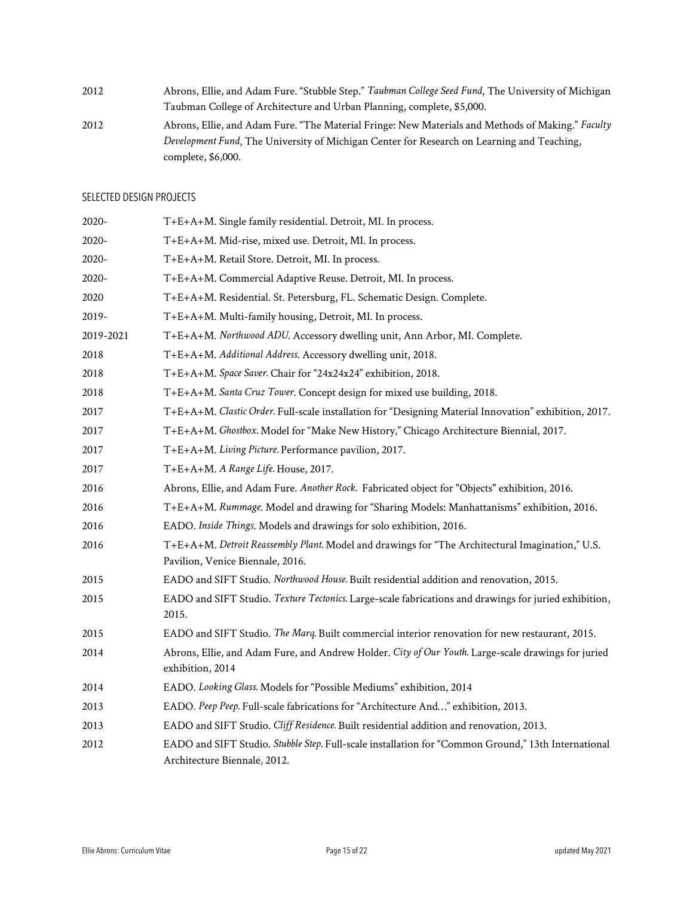2012 Abrons, Ellie, and Adam Fure. "Stubble Step." *Taubman College Seed Fund*, The University of Michigan Taubman College of Architecture and Urban Planning, complete, $5,000.

2012 Abrons, Ellie, and Adam Fure. "The Material Fringe: New Materials and Methods of Making." *Faculty Development Fund*, The University of Michigan Center for Research on Learning and Teaching, complete, $6,000.

## SELECTED DESIGN PROJECTS

2020- T+E+A+M. Single family residential. Detroit, MI. In process.

2020- T+E+A+M. Mid-rise, mixed use. Detroit, MI. In process.

2020- T+E+A+M. Retail Store. Detroit, MI. In process.

2020- T+E+A+M. Commercial Adaptive Reuse. Detroit, MI. In process.

2020 T+E+A+M. Residential. St. Petersburg, FL. Schematic Design. Complete.

2019- T+E+A+M. Multi-family housing, Detroit, MI. In process.

2019-2021 T+E+A+M. *Northwood ADU*. Accessory dwelling unit, Ann Arbor, MI. Complete.

2018 T+E+A+M. *Additional Address*. Accessory dwelling unit, 2018.

2018 T+E+A+M. *Space Saver*. Chair for "24x24x24" exhibition, 2018.

2018 T+E+A+M. *Santa Cruz Tower*. Concept design for mixed use building, 2018.

2017 T+E+A+M. *Clastic Order*. Full-scale installation for "Designing Material Innovation" exhibition, 2017.

2017 T+E+A+M. *Ghostbox*. Model for "Make New History," Chicago Architecture Biennial, 2017.

2017 T+E+A+M. *Living Picture*. Performance pavilion, 2017.

2017 T+E+A+M. *A Range Life*. House, 2017.

2016 Abrons, Ellie, and Adam Fure. *Another Rock*. Fabricated object for "Objects" exhibition, 2016.

2016 T+E+A+M. *Rummage*. Model and drawing for "Sharing Models: Manhattanisms" exhibition, 2016.

2016 EADO. *Inside Things*. Models and drawings for solo exhibition, 2016.

2016 T+E+A+M. *Detroit Reassembly Plant*. Model and drawings for "The Architectural Imagination," U.S. Pavilion, Venice Biennale, 2016.

2015 EADO and SIFT Studio. *Northwood House*. Built residential addition and renovation, 2015.

2015 EADO and SIFT Studio. *Texture Tectonics*. Large-scale fabrications and drawings for juried exhibition, 2015.

2015 EADO and SIFT Studio. *The Marq*. Built commercial interior renovation for new restaurant, 2015.

2014 Abrons, Ellie, and Adam Fure, and Andrew Holder. *City of Our Youth*. Large-scale drawings for juried exhibition, 2014

2014 EADO. *Looking Glass*. Models for "Possible Mediums" exhibition, 2014

2013 EADO. *Peep Peep*. Full-scale fabrications for "Architecture And…" exhibition, 2013.

2013 EADO and SIFT Studio. *Cliff Residence*. Built residential addition and renovation, 2013.

2012 EADO and SIFT Studio. *Stubble Step*. Full-scale installation for "Common Ground," 13th International Architecture Biennale, 2012.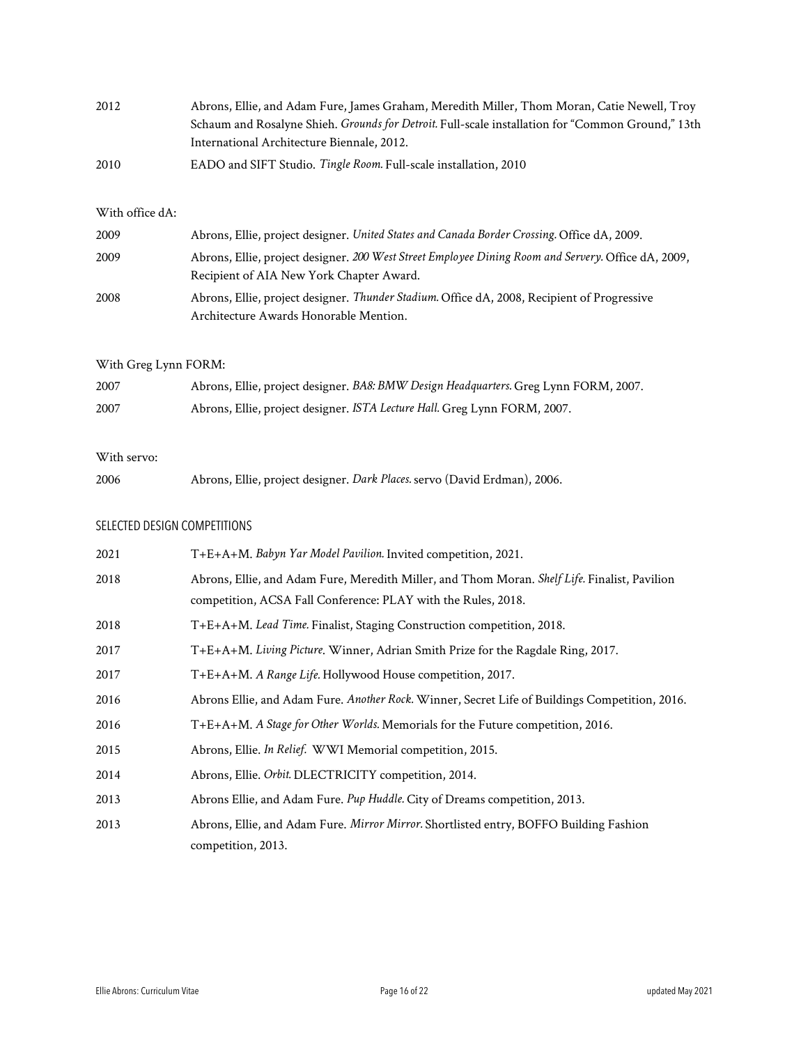2012 Abrons, Ellie, and Adam Fure, James Graham, Meredith Miller, Thom Moran, Catie Newell, Troy Schaum and Rosalyne Shieh. *Grounds for Detroit.* Full-scale installation for "Common Ground," 13th International Architecture Biennale, 2012.

2010 EADO and SIFT Studio. *Tingle Room.* Full-scale installation, 2010

With office dA:

2009 Abrons, Ellie, project designer. *United States and Canada Border Crossing.* Office dA, 2009.

2009 Abrons, Ellie, project designer. *200 West Street Employee Dining Room and Servery.* Office dA, 2009, Recipient of AIA New York Chapter Award.

2008 Abrons, Ellie, project designer. *Thunder Stadium.* Office dA, 2008, Recipient of Progressive Architecture Awards Honorable Mention.

With Greg Lynn FORM:

2007 Abrons, Ellie, project designer. *BA8: BMW Design Headquarters.* Greg Lynn FORM, 2007.

2007 Abrons, Ellie, project designer. *ISTA Lecture Hall.* Greg Lynn FORM, 2007.

With servo:

2006 Abrons, Ellie, project designer. *Dark Places.* servo (David Erdman), 2006.

## SELECTED DESIGN COMPETITIONS

2021 T+E+A+M. *Babyn Yar Model Pavilion.* Invited competition, 2021.

2018 Abrons, Ellie, and Adam Fure, Meredith Miller, and Thom Moran. *Shelf Life.* Finalist, Pavilion competition, ACSA Fall Conference: PLAY with the Rules, 2018.

2018 T+E+A+M. *Lead Time.* Finalist, Staging Construction competition, 2018.

2017 T+E+A+M. *Living Picture*. Winner, Adrian Smith Prize for the Ragdale Ring, 2017.

2017 T+E+A+M. *A Range Life.* Hollywood House competition, 2017.

2016 Abrons Ellie, and Adam Fure. *Another Rock.* Winner, Secret Life of Buildings Competition, 2016.

2016 T+E+A+M. *A Stage for Other Worlds.* Memorials for the Future competition, 2016.

2015 Abrons, Ellie. *In Relief.* WWI Memorial competition, 2015.

2014 Abrons, Ellie. *Orbit.* DLECTRICITY competition, 2014.

2013 Abrons Ellie, and Adam Fure. *Pup Huddle.* City of Dreams competition, 2013.

2013 Abrons, Ellie, and Adam Fure. *Mirror Mirror.* Shortlisted entry, BOFFO Building Fashion competition, 2013.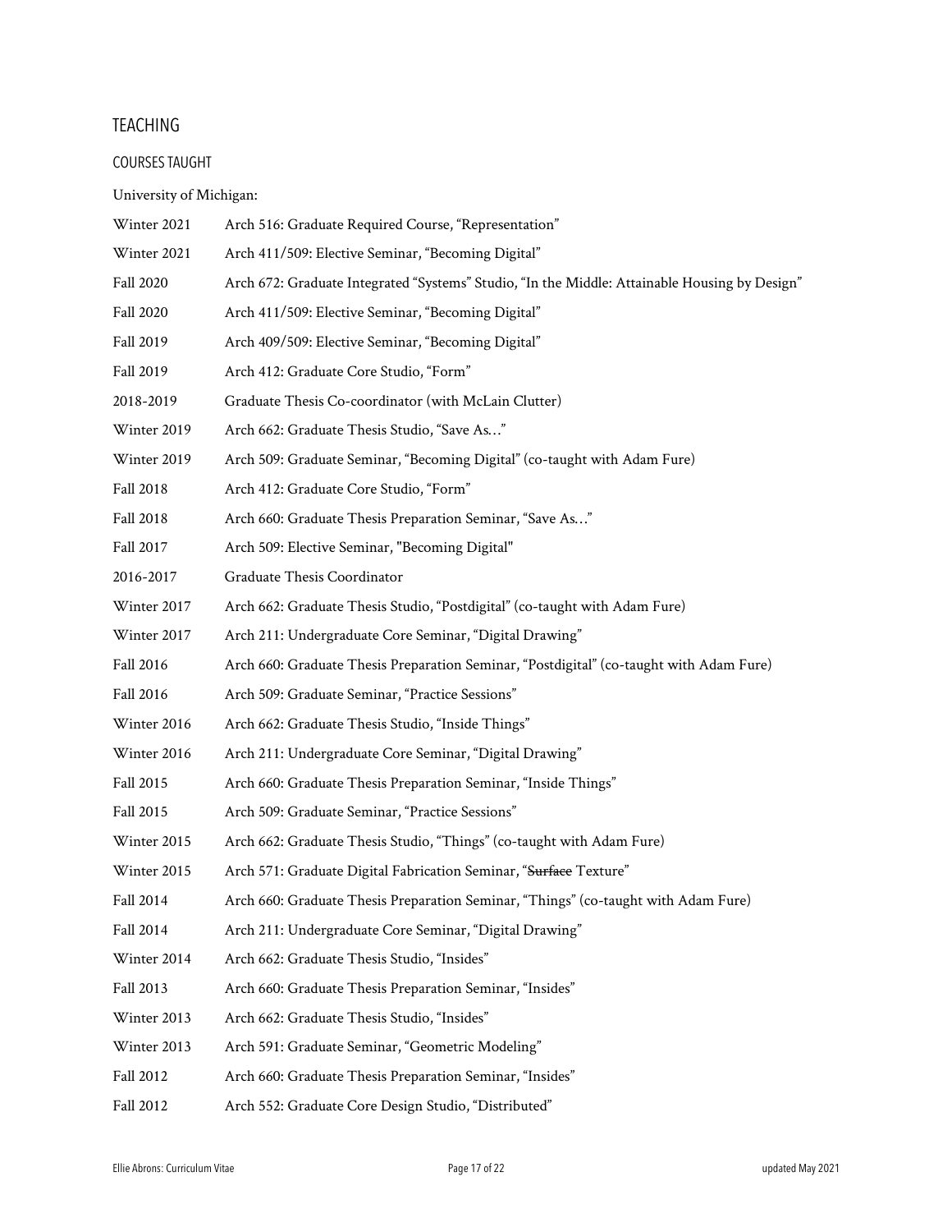## TEACHING

### COURSES TAUGHT

University of Michigan:

| | |
|---|---|
| Winter 2021 | Arch 516: Graduate Required Course, “Representation” |
| Winter 2021 | Arch 411/509: Elective Seminar, “Becoming Digital” |
| Fall 2020 | Arch 672: Graduate Integrated “Systems” Studio, “In the Middle: Attainable Housing by Design” |
| Fall 2020 | Arch 411/509: Elective Seminar, “Becoming Digital” |
| Fall 2019 | Arch 409/509: Elective Seminar, “Becoming Digital” |
| Fall 2019 | Arch 412: Graduate Core Studio, “Form” |
| 2018-2019 | Graduate Thesis Co-coordinator (with McLain Clutter) |
| Winter 2019 | Arch 662: Graduate Thesis Studio, “Save As…” |
| Winter 2019 | Arch 509: Graduate Seminar, “Becoming Digital” (co-taught with Adam Fure) |
| Fall 2018 | Arch 412: Graduate Core Studio, “Form” |
| Fall 2018 | Arch 660: Graduate Thesis Preparation Seminar, “Save As…” |
| Fall 2017 | Arch 509: Elective Seminar, "Becoming Digital" |
| 2016-2017 | Graduate Thesis Coordinator |
| Winter 2017 | Arch 662: Graduate Thesis Studio, “Postdigital” (co-taught with Adam Fure) |
| Winter 2017 | Arch 211: Undergraduate Core Seminar, “Digital Drawing” |
| Fall 2016 | Arch 660: Graduate Thesis Preparation Seminar, “Postdigital” (co-taught with Adam Fure) |
| Fall 2016 | Arch 509: Graduate Seminar, “Practice Sessions” |
| Winter 2016 | Arch 662: Graduate Thesis Studio, “Inside Things” |
| Winter 2016 | Arch 211: Undergraduate Core Seminar, “Digital Drawing” |
| Fall 2015 | Arch 660: Graduate Thesis Preparation Seminar, “Inside Things” |
| Fall 2015 | Arch 509: Graduate Seminar, “Practice Sessions” |
| Winter 2015 | Arch 662: Graduate Thesis Studio, “Things” (co-taught with Adam Fure) |
| Winter 2015 | Arch 571: Graduate Digital Fabrication Seminar, “~~Surface~~ Texture” |
| Fall 2014 | Arch 660: Graduate Thesis Preparation Seminar, “Things” (co-taught with Adam Fure) |
| Fall 2014 | Arch 211: Undergraduate Core Seminar, “Digital Drawing” |
| Winter 2014 | Arch 662: Graduate Thesis Studio, “Insides” |
| Fall 2013 | Arch 660: Graduate Thesis Preparation Seminar, “Insides” |
| Winter 2013 | Arch 662: Graduate Thesis Studio, “Insides” |
| Winter 2013 | Arch 591: Graduate Seminar, “Geometric Modeling” |
| Fall 2012 | Arch 660: Graduate Thesis Preparation Seminar, “Insides” |
| Fall 2012 | Arch 552: Graduate Core Design Studio, “Distributed” |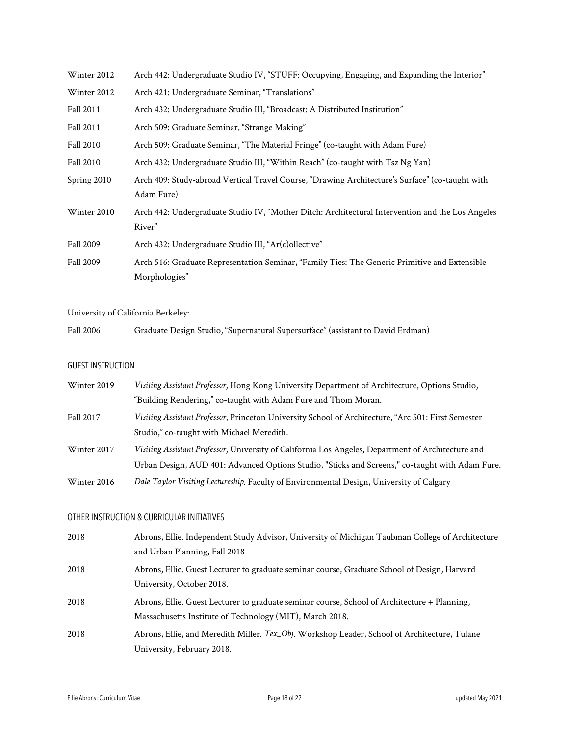| | |
|---|---|
| Winter 2012 | Arch 442: Undergraduate Studio IV, “STUFF: Occupying, Engaging, and Expanding the Interior” |
| Winter 2012 | Arch 421: Undergraduate Seminar, “Translations” |
| Fall 2011 | Arch 432: Undergraduate Studio III, “Broadcast: A Distributed Institution” |
| Fall 2011 | Arch 509: Graduate Seminar, “Strange Making” |
| Fall 2010 | Arch 509: Graduate Seminar, “The Material Fringe” (co-taught with Adam Fure) |
| Fall 2010 | Arch 432: Undergraduate Studio III, “Within Reach” (co-taught with Tsz Ng Yan) |
| Spring 2010 | Arch 409: Study-abroad Vertical Travel Course, “Drawing Architecture’s Surface” (co-taught with Adam Fure) |
| Winter 2010 | Arch 442: Undergraduate Studio IV, “Mother Ditch: Architectural Intervention and the Los Angeles River” |
| Fall 2009 | Arch 432: Undergraduate Studio III, “Ar(c)ollective” |
| Fall 2009 | Arch 516: Graduate Representation Seminar, “Family Ties: The Generic Primitive and Extensible Morphologies” |

University of California Berkeley:

| | |
|---|---|
| Fall 2006 | Graduate Design Studio, “Supernatural Supersurface” (assistant to David Erdman) |

## GUEST INSTRUCTION

| | |
|---|---|
| Winter 2019 | *Visiting Assistant Professor*, Hong Kong University Department of Architecture, Options Studio, “Building Rendering,” co-taught with Adam Fure and Thom Moran. |
| Fall 2017 | *Visiting Assistant Professor*, Princeton University School of Architecture, “Arc 501: First Semester Studio,” co-taught with Michael Meredith. |
| Winter 2017 | *Visiting Assistant Professor*, University of California Los Angeles, Department of Architecture and Urban Design, AUD 401: Advanced Options Studio, "Sticks and Screens," co-taught with Adam Fure. |
| Winter 2016 | *Dale Taylor Visiting Lectureship*. Faculty of Environmental Design, University of Calgary |

## OTHER INSTRUCTION & CURRICULAR INITIATIVES

| | |
|---|---|
| 2018 | Abrons, Ellie. Independent Study Advisor, University of Michigan Taubman College of Architecture and Urban Planning, Fall 2018 |
| 2018 | Abrons, Ellie. Guest Lecturer to graduate seminar course, Graduate School of Design, Harvard University, October 2018. |
| 2018 | Abrons, Ellie. Guest Lecturer to graduate seminar course, School of Architecture + Planning, Massachusetts Institute of Technology (MIT), March 2018. |
| 2018 | Abrons, Ellie, and Meredith Miller. *Tex_Obj*. Workshop Leader, School of Architecture, Tulane University, February 2018. |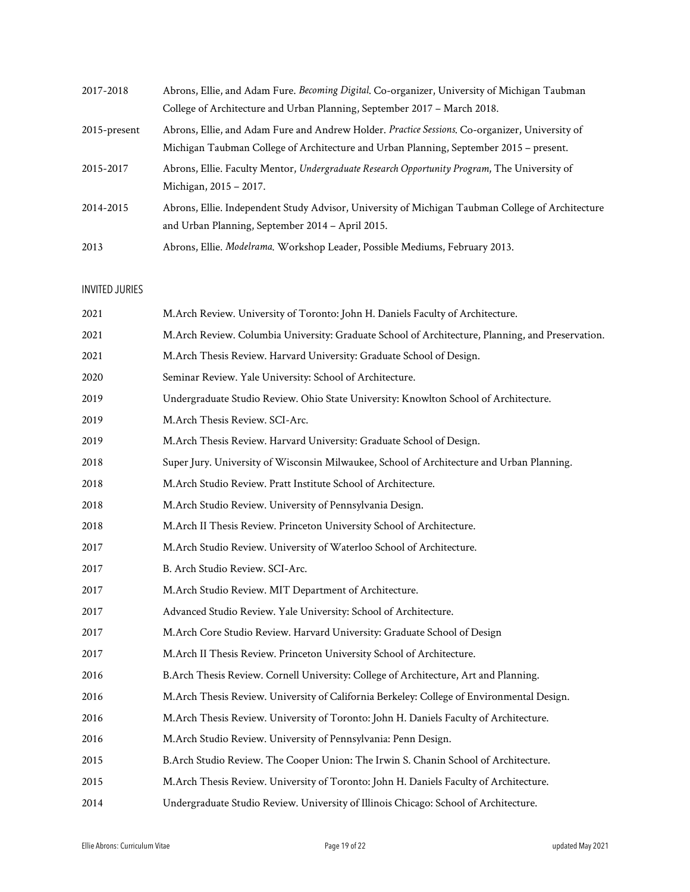2017-2018 Abrons, Ellie, and Adam Fure. *Becoming Digital*. Co-organizer, University of Michigan Taubman College of Architecture and Urban Planning, September 2017 – March 2018.

2015-present Abrons, Ellie, and Adam Fure and Andrew Holder. *Practice Sessions*. Co-organizer, University of Michigan Taubman College of Architecture and Urban Planning, September 2015 – present.

2015-2017 Abrons, Ellie. Faculty Mentor, *Undergraduate Research Opportunity Program*, The University of Michigan, 2015 – 2017.

2014-2015 Abrons, Ellie. Independent Study Advisor, University of Michigan Taubman College of Architecture and Urban Planning, September 2014 – April 2015.

2013 Abrons, Ellie. *Modelrama*. Workshop Leader, Possible Mediums, February 2013.

## INVITED JURIES

2021 M.Arch Review. University of Toronto: John H. Daniels Faculty of Architecture.

2021 M.Arch Review. Columbia University: Graduate School of Architecture, Planning, and Preservation.

2021 M.Arch Thesis Review. Harvard University: Graduate School of Design.

2020 Seminar Review. Yale University: School of Architecture.

2019 Undergraduate Studio Review. Ohio State University: Knowlton School of Architecture.

2019 M.Arch Thesis Review. SCI-Arc.

2019 M.Arch Thesis Review. Harvard University: Graduate School of Design.

2018 Super Jury. University of Wisconsin Milwaukee, School of Architecture and Urban Planning.

2018 M.Arch Studio Review. Pratt Institute School of Architecture.

2018 M.Arch Studio Review. University of Pennsylvania Design.

2018 M.Arch II Thesis Review. Princeton University School of Architecture.

2017 M.Arch Studio Review. University of Waterloo School of Architecture.

2017 B. Arch Studio Review. SCI-Arc.

2017 M.Arch Studio Review. MIT Department of Architecture.

2017 Advanced Studio Review. Yale University: School of Architecture.

2017 M.Arch Core Studio Review. Harvard University: Graduate School of Design

2017 M.Arch II Thesis Review. Princeton University School of Architecture.

2016 B.Arch Thesis Review. Cornell University: College of Architecture, Art and Planning.

2016 M.Arch Thesis Review. University of California Berkeley: College of Environmental Design.

2016 M.Arch Thesis Review. University of Toronto: John H. Daniels Faculty of Architecture.

2016 M.Arch Studio Review. University of Pennsylvania: Penn Design.

2015 B.Arch Studio Review. The Cooper Union: The Irwin S. Chanin School of Architecture.

2015 M.Arch Thesis Review. University of Toronto: John H. Daniels Faculty of Architecture.

2014 Undergraduate Studio Review. University of Illinois Chicago: School of Architecture.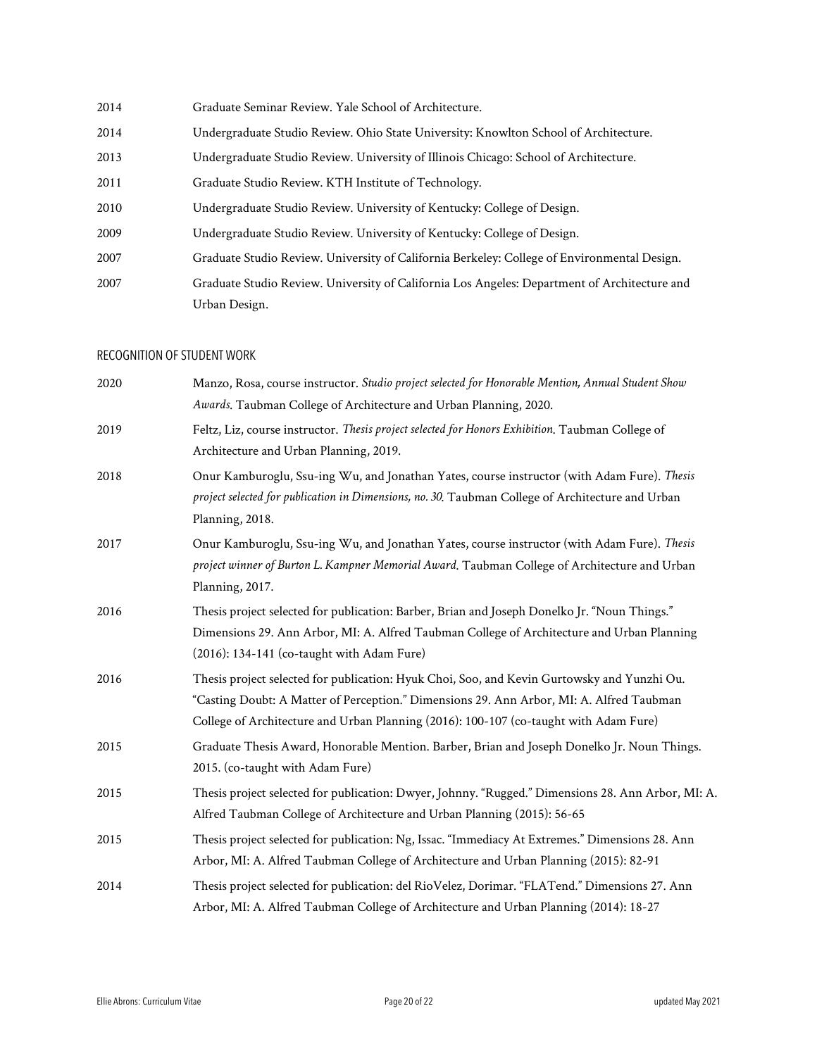2014 Graduate Seminar Review. Yale School of Architecture.

2014 Undergraduate Studio Review. Ohio State University: Knowlton School of Architecture.

2013 Undergraduate Studio Review. University of Illinois Chicago: School of Architecture.

2011 Graduate Studio Review. KTH Institute of Technology.

2010 Undergraduate Studio Review. University of Kentucky: College of Design.

2009 Undergraduate Studio Review. University of Kentucky: College of Design.

2007 Graduate Studio Review. University of California Berkeley: College of Environmental Design.

2007 Graduate Studio Review. University of California Los Angeles: Department of Architecture and Urban Design.

## RECOGNITION OF STUDENT WORK

2020 Manzo, Rosa, course instructor. *Studio project selected for Honorable Mention, Annual Student Show Awards*. Taubman College of Architecture and Urban Planning, 2020.

2019 Feltz, Liz, course instructor. *Thesis project selected for Honors Exhibition*. Taubman College of Architecture and Urban Planning, 2019.

2018 Onur Kamburoglu, Ssu-ing Wu, and Jonathan Yates, course instructor (with Adam Fure). *Thesis project selected for publication in Dimensions, no. 30*. Taubman College of Architecture and Urban Planning, 2018.

2017 Onur Kamburoglu, Ssu-ing Wu, and Jonathan Yates, course instructor (with Adam Fure). *Thesis project winner of Burton L. Kampner Memorial Award*. Taubman College of Architecture and Urban Planning, 2017.

2016 Thesis project selected for publication: Barber, Brian and Joseph Donelko Jr. "Noun Things." Dimensions 29. Ann Arbor, MI: A. Alfred Taubman College of Architecture and Urban Planning (2016): 134-141 (co-taught with Adam Fure)

2016 Thesis project selected for publication: Hyuk Choi, Soo, and Kevin Gurtowsky and Yunzhi Ou. "Casting Doubt: A Matter of Perception." Dimensions 29. Ann Arbor, MI: A. Alfred Taubman College of Architecture and Urban Planning (2016): 100-107 (co-taught with Adam Fure)

2015 Graduate Thesis Award, Honorable Mention. Barber, Brian and Joseph Donelko Jr. Noun Things. 2015. (co-taught with Adam Fure)

2015 Thesis project selected for publication: Dwyer, Johnny. "Rugged." Dimensions 28. Ann Arbor, MI: A. Alfred Taubman College of Architecture and Urban Planning (2015): 56-65

2015 Thesis project selected for publication: Ng, Issac. "Immediacy At Extremes." Dimensions 28. Ann Arbor, MI: A. Alfred Taubman College of Architecture and Urban Planning (2015): 82-91

2014 Thesis project selected for publication: del RioVelez, Dorimar. "FLATend." Dimensions 27. Ann Arbor, MI: A. Alfred Taubman College of Architecture and Urban Planning (2014): 18-27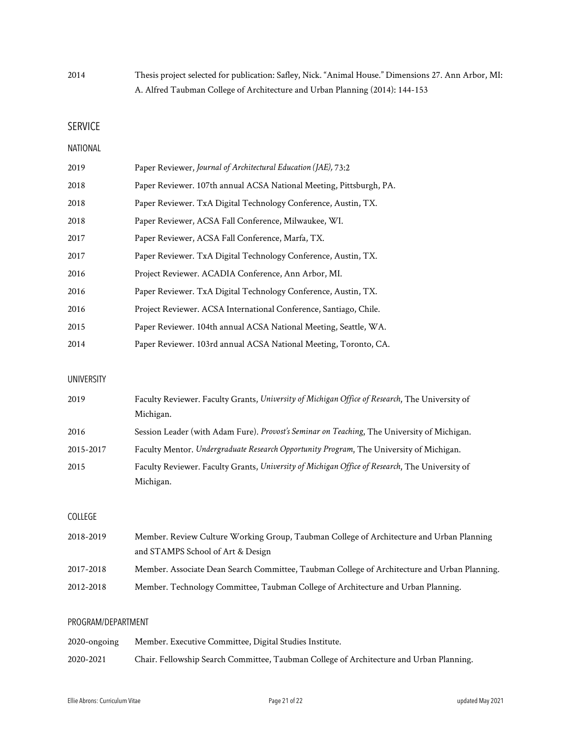2014 Thesis project selected for publication: Safley, Nick. "Animal House." Dimensions 27. Ann Arbor, MI: A. Alfred Taubman College of Architecture and Urban Planning (2014): 144-153

## SERVICE

### NATIONAL

2019 Paper Reviewer, *Journal of Architectural Education (JAE),* 73:2

2018 Paper Reviewer. 107th annual ACSA National Meeting, Pittsburgh, PA.

2018 Paper Reviewer. TxA Digital Technology Conference, Austin, TX.

2018 Paper Reviewer, ACSA Fall Conference, Milwaukee, WI.

2017 Paper Reviewer, ACSA Fall Conference, Marfa, TX.

2017 Paper Reviewer. TxA Digital Technology Conference, Austin, TX.

2016 Project Reviewer. ACADIA Conference, Ann Arbor, MI.

2016 Paper Reviewer. TxA Digital Technology Conference, Austin, TX.

2016 Project Reviewer. ACSA International Conference, Santiago, Chile.

2015 Paper Reviewer. 104th annual ACSA National Meeting, Seattle, WA.

2014 Paper Reviewer. 103rd annual ACSA National Meeting, Toronto, CA.

### UNIVERSITY

2019 Faculty Reviewer. Faculty Grants, *University of Michigan Office of Research*, The University of Michigan.

2016 Session Leader (with Adam Fure). *Provost's Seminar on Teaching*, The University of Michigan.

2015-2017 Faculty Mentor. *Undergraduate Research Opportunity Program*, The University of Michigan.

2015 Faculty Reviewer. Faculty Grants, *University of Michigan Office of Research*, The University of Michigan.

### COLLEGE

2018-2019 Member. Review Culture Working Group, Taubman College of Architecture and Urban Planning and STAMPS School of Art & Design

2017-2018 Member. Associate Dean Search Committee, Taubman College of Architecture and Urban Planning.

2012-2018 Member. Technology Committee, Taubman College of Architecture and Urban Planning.

### PROGRAM/DEPARTMENT

2020-ongoing Member. Executive Committee, Digital Studies Institute.

2020-2021 Chair. Fellowship Search Committee, Taubman College of Architecture and Urban Planning.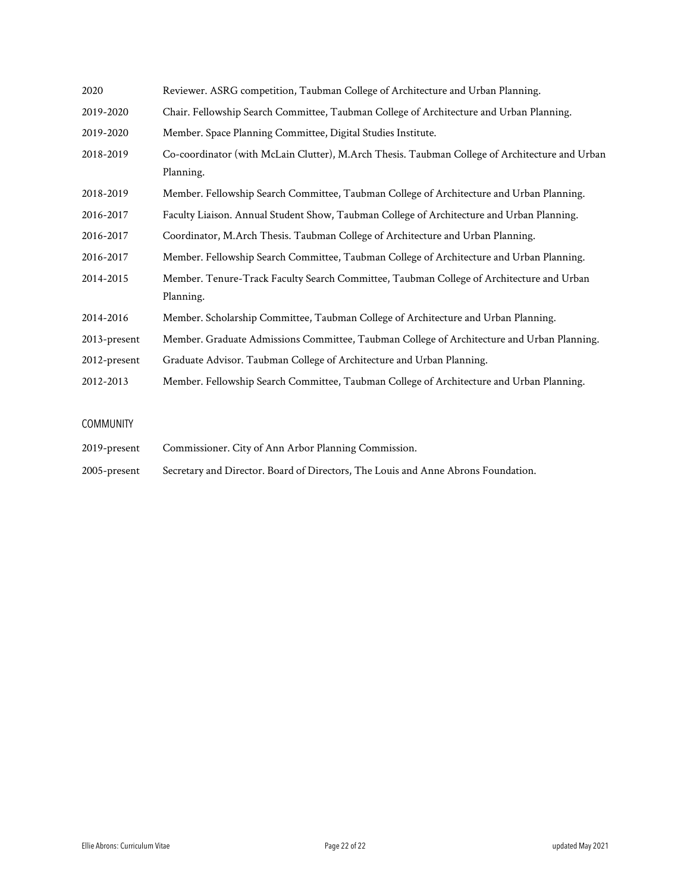| | |
|---|---|
| 2020 | Reviewer. ASRG competition, Taubman College of Architecture and Urban Planning. |
| 2019-2020 | Chair. Fellowship Search Committee, Taubman College of Architecture and Urban Planning. |
| 2019-2020 | Member. Space Planning Committee, Digital Studies Institute. |
| 2018-2019 | Co-coordinator (with McLain Clutter), M.Arch Thesis. Taubman College of Architecture and Urban Planning. |
| 2018-2019 | Member. Fellowship Search Committee, Taubman College of Architecture and Urban Planning. |
| 2016-2017 | Faculty Liaison. Annual Student Show, Taubman College of Architecture and Urban Planning. |
| 2016-2017 | Coordinator, M.Arch Thesis. Taubman College of Architecture and Urban Planning. |
| 2016-2017 | Member. Fellowship Search Committee, Taubman College of Architecture and Urban Planning. |
| 2014-2015 | Member. Tenure-Track Faculty Search Committee, Taubman College of Architecture and Urban Planning. |
| 2014-2016 | Member. Scholarship Committee, Taubman College of Architecture and Urban Planning. |
| 2013-present | Member. Graduate Admissions Committee, Taubman College of Architecture and Urban Planning. |
| 2012-present | Graduate Advisor. Taubman College of Architecture and Urban Planning. |
| 2012-2013 | Member. Fellowship Search Committee, Taubman College of Architecture and Urban Planning. |

## COMMUNITY

| | |
|---|---|
| 2019-present | Commissioner. City of Ann Arbor Planning Commission. |
| 2005-present | Secretary and Director. Board of Directors, The Louis and Anne Abrons Foundation. |